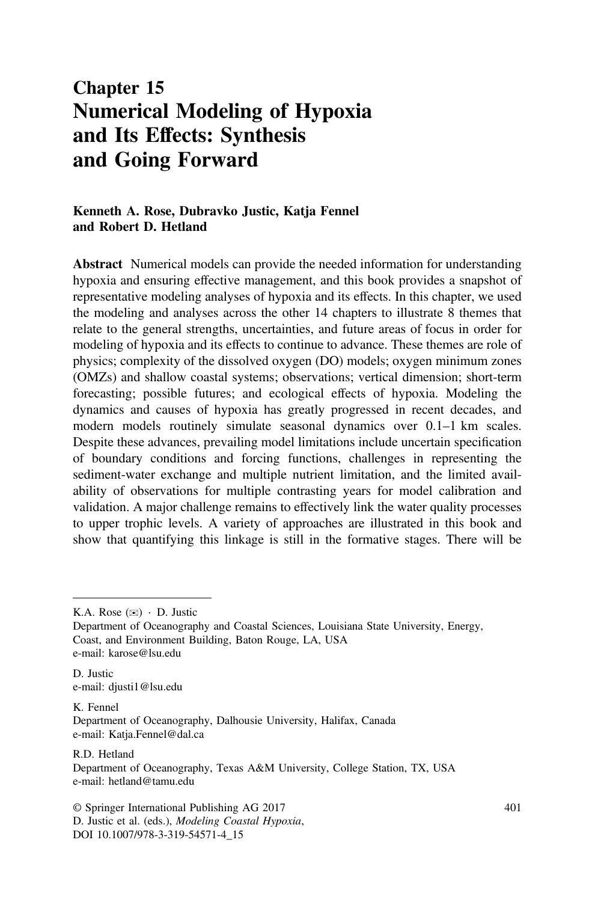# Chapter 15
# Numerical Modeling of Hypoxia and Its Effects: Synthesis and Going Forward

**Kenneth A. Rose, Dubravko Justic, Katja Fennel and Robert D. Hetland**

**Abstract** Numerical models can provide the needed information for understanding hypoxia and ensuring effective management, and this book provides a snapshot of representative modeling analyses of hypoxia and its effects. In this chapter, we used the modeling and analyses across the other 14 chapters to illustrate 8 themes that relate to the general strengths, uncertainties, and future areas of focus in order for modeling of hypoxia and its effects to continue to advance. These themes are role of physics; complexity of the dissolved oxygen (DO) models; oxygen minimum zones (OMZs) and shallow coastal systems; observations; vertical dimension; short-term forecasting; possible futures; and ecological effects of hypoxia. Modeling the dynamics and causes of hypoxia has greatly progressed in recent decades, and modern models routinely simulate seasonal dynamics over 0.1–1 km scales. Despite these advances, prevailing model limitations include uncertain specification of boundary conditions and forcing functions, challenges in representing the sediment-water exchange and multiple nutrient limitation, and the limited availability of observations for multiple contrasting years for model calibration and validation. A major challenge remains to effectively link the water quality processes to upper trophic levels. A variety of approaches are illustrated in this book and show that quantifying this linkage is still in the formative stages. There will be

---

K.A. Rose (✉) · D. Justic
Department of Oceanography and Coastal Sciences, Louisiana State University, Energy, Coast, and Environment Building, Baton Rouge, LA, USA
e-mail: karose@lsu.edu

D. Justic
e-mail: djusti1@lsu.edu

K. Fennel
Department of Oceanography, Dalhousie University, Halifax, Canada
e-mail: Katja.Fennel@dal.ca

R.D. Hetland
Department of Oceanography, Texas A&M University, College Station, TX, USA
e-mail: hetland@tamu.edu

© Springer International Publishing AG 2017
D. Justic et al. (eds.), *Modeling Coastal Hypoxia*,
DOI 10.1007/978-3-319-54571-4_15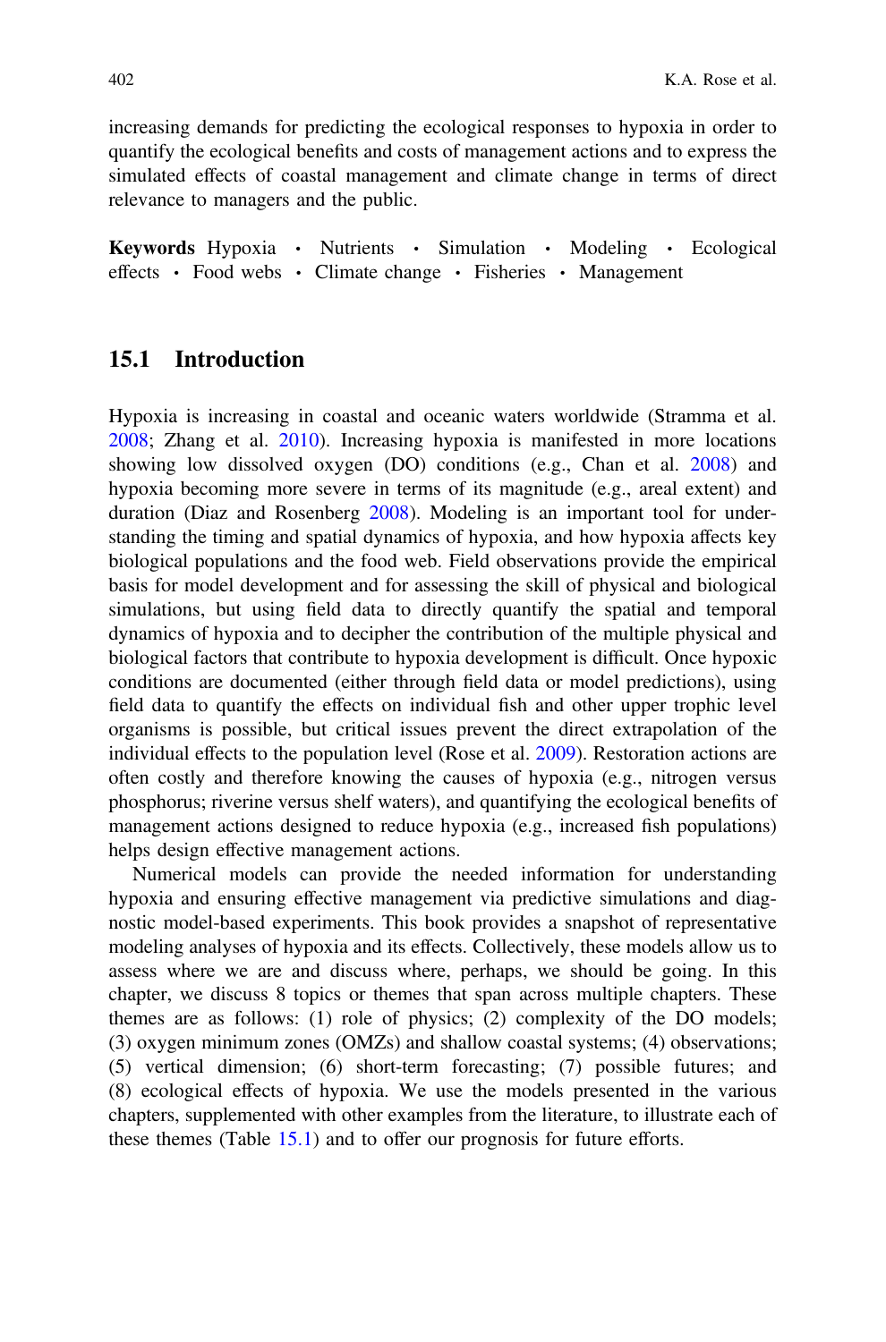increasing demands for predicting the ecological responses to hypoxia in order to quantify the ecological benefits and costs of management actions and to express the simulated effects of coastal management and climate change in terms of direct relevance to managers and the public.

**Keywords** Hypoxia · Nutrients · Simulation · Modeling · Ecological effects · Food webs · Climate change · Fisheries · Management

## 15.1 Introduction

Hypoxia is increasing in coastal and oceanic waters worldwide (Stramma et al. 2008; Zhang et al. 2010). Increasing hypoxia is manifested in more locations showing low dissolved oxygen (DO) conditions (e.g., Chan et al. 2008) and hypoxia becoming more severe in terms of its magnitude (e.g., areal extent) and duration (Diaz and Rosenberg 2008). Modeling is an important tool for understanding the timing and spatial dynamics of hypoxia, and how hypoxia affects key biological populations and the food web. Field observations provide the empirical basis for model development and for assessing the skill of physical and biological simulations, but using field data to directly quantify the spatial and temporal dynamics of hypoxia and to decipher the contribution of the multiple physical and biological factors that contribute to hypoxia development is difficult. Once hypoxic conditions are documented (either through field data or model predictions), using field data to quantify the effects on individual fish and other upper trophic level organisms is possible, but critical issues prevent the direct extrapolation of the individual effects to the population level (Rose et al. 2009). Restoration actions are often costly and therefore knowing the causes of hypoxia (e.g., nitrogen versus phosphorus; riverine versus shelf waters), and quantifying the ecological benefits of management actions designed to reduce hypoxia (e.g., increased fish populations) helps design effective management actions.

Numerical models can provide the needed information for understanding hypoxia and ensuring effective management via predictive simulations and diagnostic model-based experiments. This book provides a snapshot of representative modeling analyses of hypoxia and its effects. Collectively, these models allow us to assess where we are and discuss where, perhaps, we should be going. In this chapter, we discuss 8 topics or themes that span across multiple chapters. These themes are as follows: (1) role of physics; (2) complexity of the DO models; (3) oxygen minimum zones (OMZs) and shallow coastal systems; (4) observations; (5) vertical dimension; (6) short-term forecasting; (7) possible futures; and (8) ecological effects of hypoxia. We use the models presented in the various chapters, supplemented with other examples from the literature, to illustrate each of these themes (Table 15.1) and to offer our prognosis for future efforts.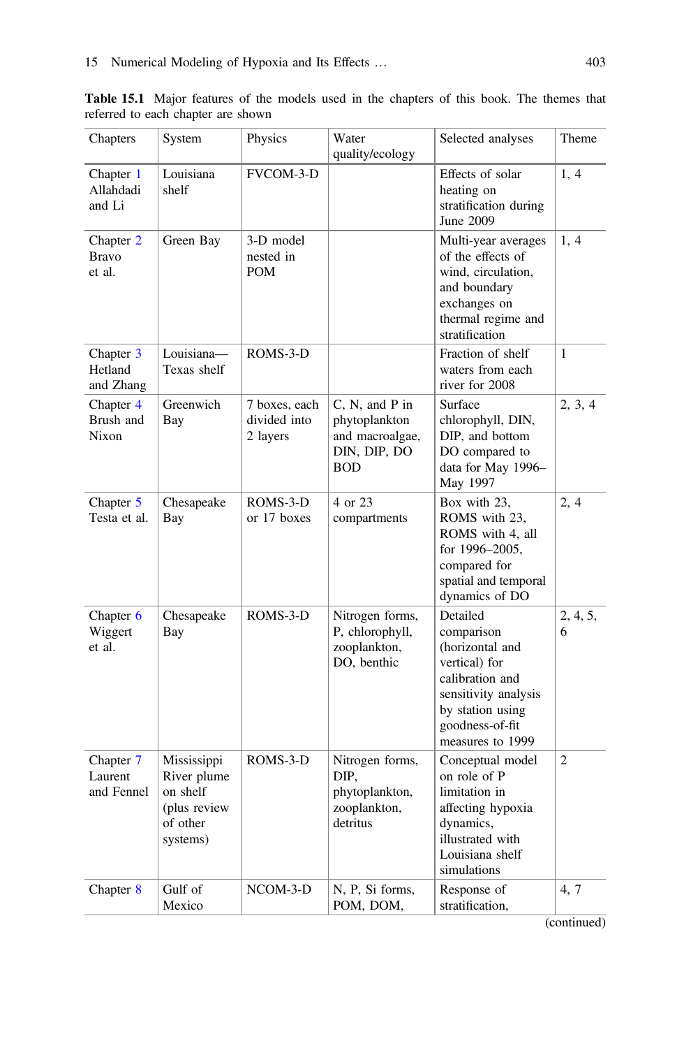**Table 15.1** Major features of the models used in the chapters of this book. The themes that referred to each chapter are shown

| Chapters | System | Physics | Water quality/ecology | Selected analyses | Theme |
|---|---|---|---|---|---|
| Chapter 1 Allahdadi and Li | Louisiana shelf | FVCOM-3-D | | Effects of solar heating on stratification during June 2009 | 1, 4 |
| Chapter 2 Bravo et al. | Green Bay | 3-D model nested in POM | | Multi-year averages of the effects of wind, circulation, and boundary exchanges on thermal regime and stratification | 1, 4 |
| Chapter 3 Hetland and Zhang | Louisiana—Texas shelf | ROMS-3-D | | Fraction of shelf waters from each river for 2008 | 1 |
| Chapter 4 Brush and Nixon | Greenwich Bay | 7 boxes, each divided into 2 layers | C, N, and P in phytoplankton and macroalgae, DIN, DIP, DO BOD | Surface chlorophyll, DIN, DIP, and bottom DO compared to data for May 1996–May 1997 | 2, 3, 4 |
| Chapter 5 Testa et al. | Chesapeake Bay | ROMS-3-D or 17 boxes | 4 or 23 compartments | Box with 23, ROMS with 23, ROMS with 4, all for 1996–2005, compared for spatial and temporal dynamics of DO | 2, 4 |
| Chapter 6 Wiggert et al. | Chesapeake Bay | ROMS-3-D | Nitrogen forms, P, chlorophyll, zooplankton, DO, benthic | Detailed comparison (horizontal and vertical) for calibration and sensitivity analysis by station using goodness-of-fit measures to 1999 | 2, 4, 5, 6 |
| Chapter 7 Laurent and Fennel | Mississippi River plume on shelf (plus review of other systems) | ROMS-3-D | Nitrogen forms, DIP, phytoplankton, zooplankton, detritus | Conceptual model on role of P limitation in affecting hypoxia dynamics, illustrated with Louisiana shelf simulations | 2 |
| Chapter 8 | Gulf of Mexico | NCOM-3-D | N, P, Si forms, POM, DOM, | Response of stratification, | 4, 7 |

(continued)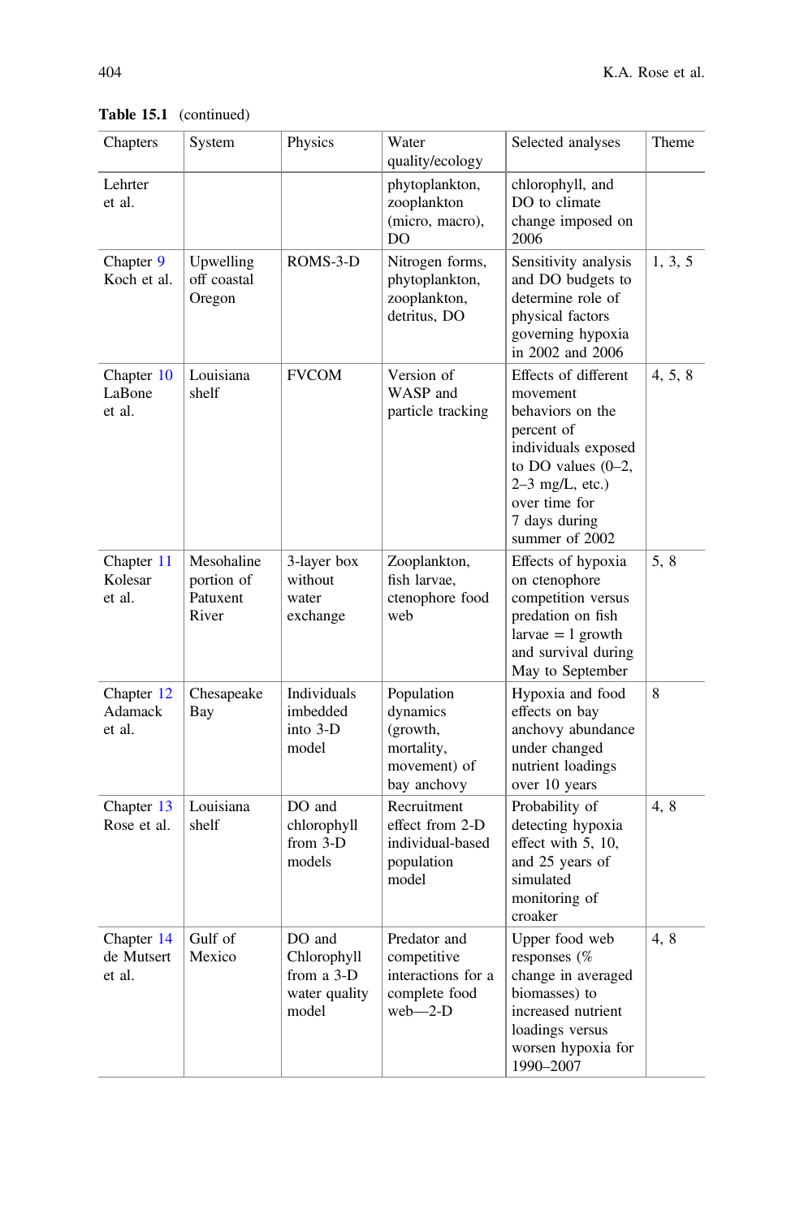**Table 15.1** (continued)

| Chapters | System | Physics | Water quality/ecology | Selected analyses | Theme |
|---|---|---|---|---|---|
| Lehrter et al. | | | phytoplankton, zooplankton (micro, macro), DO | chlorophyll, and DO to climate change imposed on 2006 | |
| Chapter 9 Koch et al. | Upwelling off coastal Oregon | ROMS-3-D | Nitrogen forms, phytoplankton, zooplankton, detritus, DO | Sensitivity analysis and DO budgets to determine role of physical factors governing hypoxia in 2002 and 2006 | 1, 3, 5 |
| Chapter 10 LaBone et al. | Louisiana shelf | FVCOM | Version of WASP and particle tracking | Effects of different movement behaviors on the percent of individuals exposed to DO values (0–2, 2–3 mg/L, etc.) over time for 7 days during summer of 2002 | 4, 5, 8 |
| Chapter 11 Kolesar et al. | Mesohaline portion of Patuxent River | 3-layer box without water exchange | Zooplankton, fish larvae, ctenophore food web | Effects of hypoxia on ctenophore competition versus predation on fish larvae = l growth and survival during May to September | 5, 8 |
| Chapter 12 Adamack et al. | Chesapeake Bay | Individuals imbedded into 3-D model | Population dynamics (growth, mortality, movement) of bay anchovy | Hypoxia and food effects on bay anchovy abundance under changed nutrient loadings over 10 years | 8 |
| Chapter 13 Rose et al. | Louisiana shelf | DO and chlorophyll from 3-D models | Recruitment effect from 2-D individual-based population model | Probability of detecting hypoxia effect with 5, 10, and 25 years of simulated monitoring of croaker | 4, 8 |
| Chapter 14 de Mutsert et al. | Gulf of Mexico | DO and Chlorophyll from a 3-D water quality model | Predator and competitive interactions for a complete food web—2-D | Upper food web responses (% change in averaged biomasses) to increased nutrient loadings versus worsen hypoxia for 1990–2007 | 4, 8 |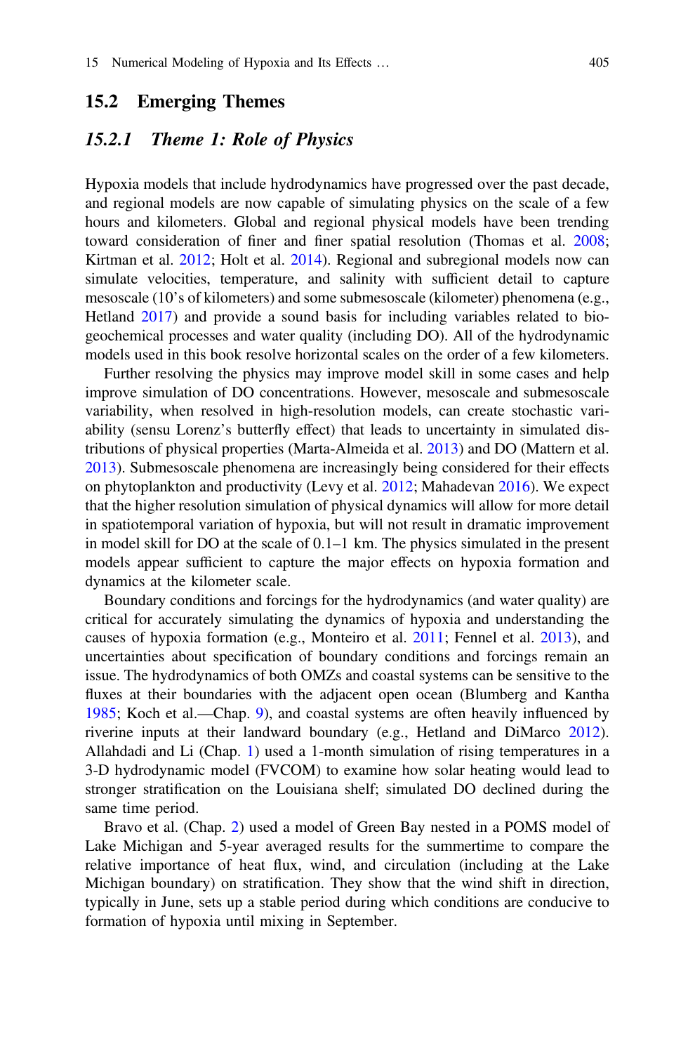## 15.2 Emerging Themes

### *15.2.1 Theme 1: Role of Physics*

Hypoxia models that include hydrodynamics have progressed over the past decade, and regional models are now capable of simulating physics on the scale of a few hours and kilometers. Global and regional physical models have been trending toward consideration of finer and finer spatial resolution (Thomas et al. 2008; Kirtman et al. 2012; Holt et al. 2014). Regional and subregional models now can simulate velocities, temperature, and salinity with sufficient detail to capture mesoscale (10's of kilometers) and some submesoscale (kilometer) phenomena (e.g., Hetland 2017) and provide a sound basis for including variables related to biogeochemical processes and water quality (including DO). All of the hydrodynamic models used in this book resolve horizontal scales on the order of a few kilometers.

Further resolving the physics may improve model skill in some cases and help improve simulation of DO concentrations. However, mesoscale and submesoscale variability, when resolved in high-resolution models, can create stochastic variability (sensu Lorenz's butterfly effect) that leads to uncertainty in simulated distributions of physical properties (Marta-Almeida et al. 2013) and DO (Mattern et al. 2013). Submesoscale phenomena are increasingly being considered for their effects on phytoplankton and productivity (Levy et al. 2012; Mahadevan 2016). We expect that the higher resolution simulation of physical dynamics will allow for more detail in spatiotemporal variation of hypoxia, but will not result in dramatic improvement in model skill for DO at the scale of 0.1–1 km. The physics simulated in the present models appear sufficient to capture the major effects on hypoxia formation and dynamics at the kilometer scale.

Boundary conditions and forcings for the hydrodynamics (and water quality) are critical for accurately simulating the dynamics of hypoxia and understanding the causes of hypoxia formation (e.g., Monteiro et al. 2011; Fennel et al. 2013), and uncertainties about specification of boundary conditions and forcings remain an issue. The hydrodynamics of both OMZs and coastal systems can be sensitive to the fluxes at their boundaries with the adjacent open ocean (Blumberg and Kantha 1985; Koch et al.—Chap. 9), and coastal systems are often heavily influenced by riverine inputs at their landward boundary (e.g., Hetland and DiMarco 2012). Allahdadi and Li (Chap. 1) used a 1-month simulation of rising temperatures in a 3-D hydrodynamic model (FVCOM) to examine how solar heating would lead to stronger stratification on the Louisiana shelf; simulated DO declined during the same time period.

Bravo et al. (Chap. 2) used a model of Green Bay nested in a POMS model of Lake Michigan and 5-year averaged results for the summertime to compare the relative importance of heat flux, wind, and circulation (including at the Lake Michigan boundary) on stratification. They show that the wind shift in direction, typically in June, sets up a stable period during which conditions are conducive to formation of hypoxia until mixing in September.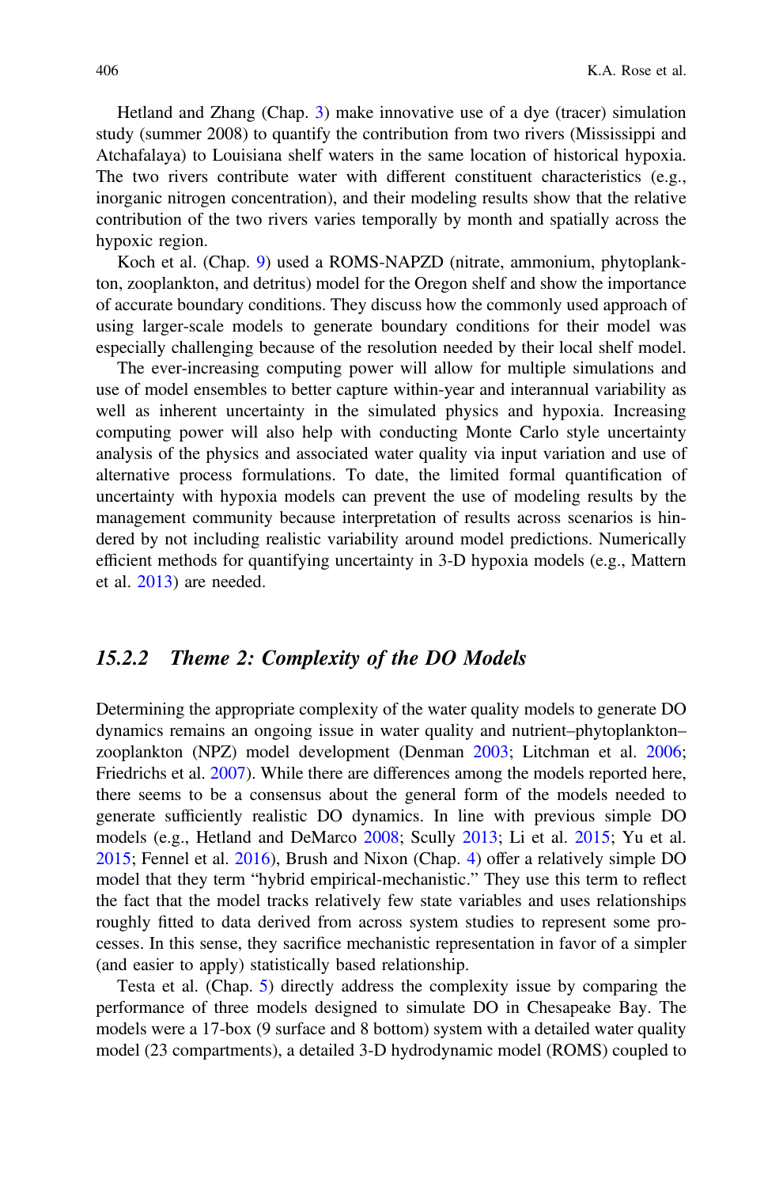Hetland and Zhang (Chap. 3) make innovative use of a dye (tracer) simulation study (summer 2008) to quantify the contribution from two rivers (Mississippi and Atchafalaya) to Louisiana shelf waters in the same location of historical hypoxia. The two rivers contribute water with different constituent characteristics (e.g., inorganic nitrogen concentration), and their modeling results show that the relative contribution of the two rivers varies temporally by month and spatially across the hypoxic region.

Koch et al. (Chap. 9) used a ROMS-NAPZD (nitrate, ammonium, phytoplankton, zooplankton, and detritus) model for the Oregon shelf and show the importance of accurate boundary conditions. They discuss how the commonly used approach of using larger-scale models to generate boundary conditions for their model was especially challenging because of the resolution needed by their local shelf model.

The ever-increasing computing power will allow for multiple simulations and use of model ensembles to better capture within-year and interannual variability as well as inherent uncertainty in the simulated physics and hypoxia. Increasing computing power will also help with conducting Monte Carlo style uncertainty analysis of the physics and associated water quality via input variation and use of alternative process formulations. To date, the limited formal quantification of uncertainty with hypoxia models can prevent the use of modeling results by the management community because interpretation of results across scenarios is hindered by not including realistic variability around model predictions. Numerically efficient methods for quantifying uncertainty in 3-D hypoxia models (e.g., Mattern et al. 2013) are needed.

### 15.2.2 *Theme 2: Complexity of the DO Models*

Determining the appropriate complexity of the water quality models to generate DO dynamics remains an ongoing issue in water quality and nutrient–phytoplankton–zooplankton (NPZ) model development (Denman 2003; Litchman et al. 2006; Friedrichs et al. 2007). While there are differences among the models reported here, there seems to be a consensus about the general form of the models needed to generate sufficiently realistic DO dynamics. In line with previous simple DO models (e.g., Hetland and DeMarco 2008; Scully 2013; Li et al. 2015; Yu et al. 2015; Fennel et al. 2016), Brush and Nixon (Chap. 4) offer a relatively simple DO model that they term "hybrid empirical-mechanistic." They use this term to reflect the fact that the model tracks relatively few state variables and uses relationships roughly fitted to data derived from across system studies to represent some processes. In this sense, they sacrifice mechanistic representation in favor of a simpler (and easier to apply) statistically based relationship.

Testa et al. (Chap. 5) directly address the complexity issue by comparing the performance of three models designed to simulate DO in Chesapeake Bay. The models were a 17-box (9 surface and 8 bottom) system with a detailed water quality model (23 compartments), a detailed 3-D hydrodynamic model (ROMS) coupled to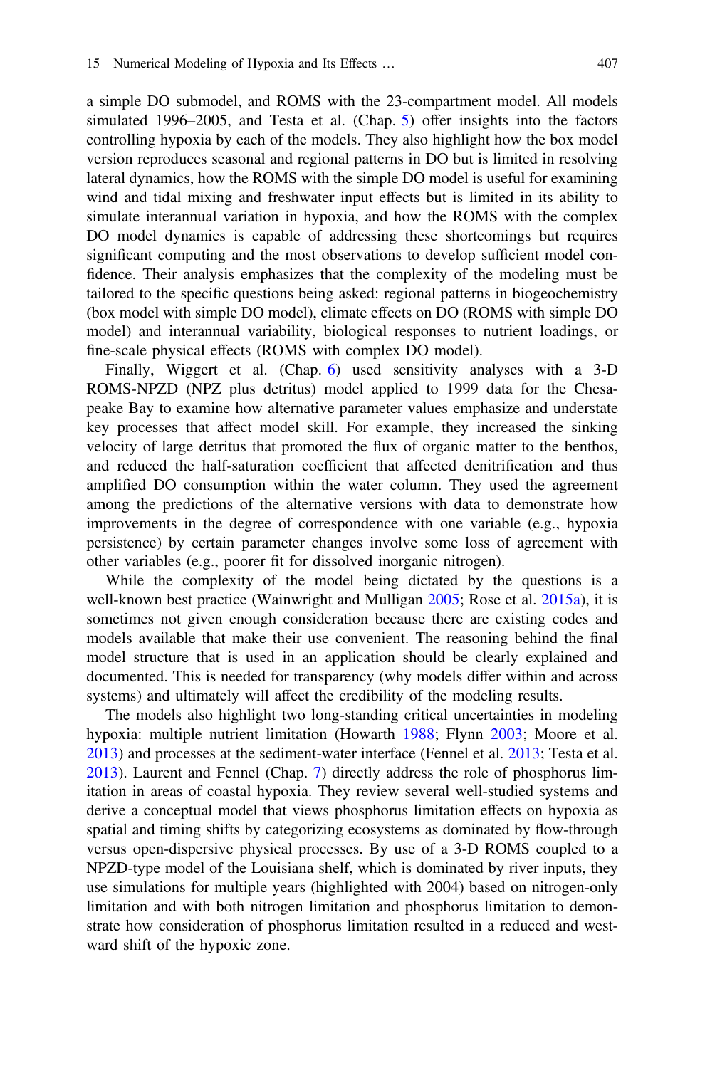a simple DO submodel, and ROMS with the 23-compartment model. All models simulated 1996–2005, and Testa et al. (Chap. 5) offer insights into the factors controlling hypoxia by each of the models. They also highlight how the box model version reproduces seasonal and regional patterns in DO but is limited in resolving lateral dynamics, how the ROMS with the simple DO model is useful for examining wind and tidal mixing and freshwater input effects but is limited in its ability to simulate interannual variation in hypoxia, and how the ROMS with the complex DO model dynamics is capable of addressing these shortcomings but requires significant computing and the most observations to develop sufficient model confidence. Their analysis emphasizes that the complexity of the modeling must be tailored to the specific questions being asked: regional patterns in biogeochemistry (box model with simple DO model), climate effects on DO (ROMS with simple DO model) and interannual variability, biological responses to nutrient loadings, or fine-scale physical effects (ROMS with complex DO model).

Finally, Wiggert et al. (Chap. 6) used sensitivity analyses with a 3-D ROMS-NPZD (NPZ plus detritus) model applied to 1999 data for the Chesapeake Bay to examine how alternative parameter values emphasize and understate key processes that affect model skill. For example, they increased the sinking velocity of large detritus that promoted the flux of organic matter to the benthos, and reduced the half-saturation coefficient that affected denitrification and thus amplified DO consumption within the water column. They used the agreement among the predictions of the alternative versions with data to demonstrate how improvements in the degree of correspondence with one variable (e.g., hypoxia persistence) by certain parameter changes involve some loss of agreement with other variables (e.g., poorer fit for dissolved inorganic nitrogen).

While the complexity of the model being dictated by the questions is a well-known best practice (Wainwright and Mulligan 2005; Rose et al. 2015a), it is sometimes not given enough consideration because there are existing codes and models available that make their use convenient. The reasoning behind the final model structure that is used in an application should be clearly explained and documented. This is needed for transparency (why models differ within and across systems) and ultimately will affect the credibility of the modeling results.

The models also highlight two long-standing critical uncertainties in modeling hypoxia: multiple nutrient limitation (Howarth 1988; Flynn 2003; Moore et al. 2013) and processes at the sediment-water interface (Fennel et al. 2013; Testa et al. 2013). Laurent and Fennel (Chap. 7) directly address the role of phosphorus limitation in areas of coastal hypoxia. They review several well-studied systems and derive a conceptual model that views phosphorus limitation effects on hypoxia as spatial and timing shifts by categorizing ecosystems as dominated by flow-through versus open-dispersive physical processes. By use of a 3-D ROMS coupled to a NPZD-type model of the Louisiana shelf, which is dominated by river inputs, they use simulations for multiple years (highlighted with 2004) based on nitrogen-only limitation and with both nitrogen limitation and phosphorus limitation to demonstrate how consideration of phosphorus limitation resulted in a reduced and westward shift of the hypoxic zone.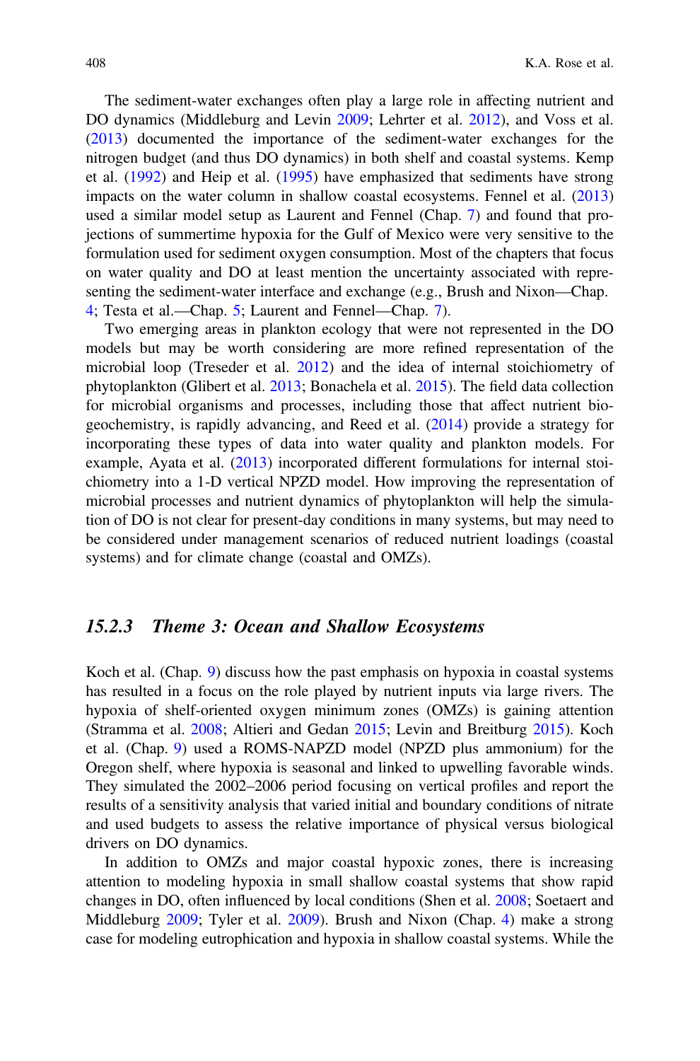The sediment-water exchanges often play a large role in affecting nutrient and DO dynamics (Middleburg and Levin 2009; Lehrter et al. 2012), and Voss et al. (2013) documented the importance of the sediment-water exchanges for the nitrogen budget (and thus DO dynamics) in both shelf and coastal systems. Kemp et al. (1992) and Heip et al. (1995) have emphasized that sediments have strong impacts on the water column in shallow coastal ecosystems. Fennel et al. (2013) used a similar model setup as Laurent and Fennel (Chap. 7) and found that projections of summertime hypoxia for the Gulf of Mexico were very sensitive to the formulation used for sediment oxygen consumption. Most of the chapters that focus on water quality and DO at least mention the uncertainty associated with representing the sediment-water interface and exchange (e.g., Brush and Nixon—Chap. 4; Testa et al.—Chap. 5; Laurent and Fennel—Chap. 7).

Two emerging areas in plankton ecology that were not represented in the DO models but may be worth considering are more refined representation of the microbial loop (Treseder et al. 2012) and the idea of internal stoichiometry of phytoplankton (Glibert et al. 2013; Bonachela et al. 2015). The field data collection for microbial organisms and processes, including those that affect nutrient biogeochemistry, is rapidly advancing, and Reed et al. (2014) provide a strategy for incorporating these types of data into water quality and plankton models. For example, Ayata et al. (2013) incorporated different formulations for internal stoichiometry into a 1-D vertical NPZD model. How improving the representation of microbial processes and nutrient dynamics of phytoplankton will help the simulation of DO is not clear for present-day conditions in many systems, but may need to be considered under management scenarios of reduced nutrient loadings (coastal systems) and for climate change (coastal and OMZs).

### *15.2.3 Theme 3: Ocean and Shallow Ecosystems*

Koch et al. (Chap. 9) discuss how the past emphasis on hypoxia in coastal systems has resulted in a focus on the role played by nutrient inputs via large rivers. The hypoxia of shelf-oriented oxygen minimum zones (OMZs) is gaining attention (Stramma et al. 2008; Altieri and Gedan 2015; Levin and Breitburg 2015). Koch et al. (Chap. 9) used a ROMS-NAPZD model (NPZD plus ammonium) for the Oregon shelf, where hypoxia is seasonal and linked to upwelling favorable winds. They simulated the 2002–2006 period focusing on vertical profiles and report the results of a sensitivity analysis that varied initial and boundary conditions of nitrate and used budgets to assess the relative importance of physical versus biological drivers on DO dynamics.

In addition to OMZs and major coastal hypoxic zones, there is increasing attention to modeling hypoxia in small shallow coastal systems that show rapid changes in DO, often influenced by local conditions (Shen et al. 2008; Soetaert and Middleburg 2009; Tyler et al. 2009). Brush and Nixon (Chap. 4) make a strong case for modeling eutrophication and hypoxia in shallow coastal systems. While the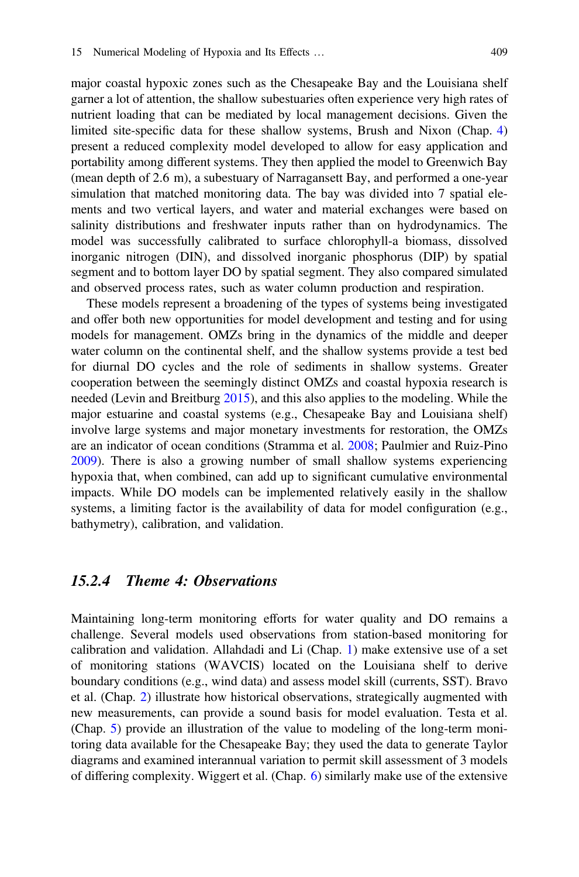major coastal hypoxic zones such as the Chesapeake Bay and the Louisiana shelf garner a lot of attention, the shallow subestuaries often experience very high rates of nutrient loading that can be mediated by local management decisions. Given the limited site-specific data for these shallow systems, Brush and Nixon (Chap. 4) present a reduced complexity model developed to allow for easy application and portability among different systems. They then applied the model to Greenwich Bay (mean depth of 2.6 m), a subestuary of Narragansett Bay, and performed a one-year simulation that matched monitoring data. The bay was divided into 7 spatial elements and two vertical layers, and water and material exchanges were based on salinity distributions and freshwater inputs rather than on hydrodynamics. The model was successfully calibrated to surface chlorophyll-a biomass, dissolved inorganic nitrogen (DIN), and dissolved inorganic phosphorus (DIP) by spatial segment and to bottom layer DO by spatial segment. They also compared simulated and observed process rates, such as water column production and respiration.

These models represent a broadening of the types of systems being investigated and offer both new opportunities for model development and testing and for using models for management. OMZs bring in the dynamics of the middle and deeper water column on the continental shelf, and the shallow systems provide a test bed for diurnal DO cycles and the role of sediments in shallow systems. Greater cooperation between the seemingly distinct OMZs and coastal hypoxia research is needed (Levin and Breitburg 2015), and this also applies to the modeling. While the major estuarine and coastal systems (e.g., Chesapeake Bay and Louisiana shelf) involve large systems and major monetary investments for restoration, the OMZs are an indicator of ocean conditions (Stramma et al. 2008; Paulmier and Ruiz-Pino 2009). There is also a growing number of small shallow systems experiencing hypoxia that, when combined, can add up to significant cumulative environmental impacts. While DO models can be implemented relatively easily in the shallow systems, a limiting factor is the availability of data for model configuration (e.g., bathymetry), calibration, and validation.

### *15.2.4 Theme 4: Observations*

Maintaining long-term monitoring efforts for water quality and DO remains a challenge. Several models used observations from station-based monitoring for calibration and validation. Allahdadi and Li (Chap. 1) make extensive use of a set of monitoring stations (WAVCIS) located on the Louisiana shelf to derive boundary conditions (e.g., wind data) and assess model skill (currents, SST). Bravo et al. (Chap. 2) illustrate how historical observations, strategically augmented with new measurements, can provide a sound basis for model evaluation. Testa et al. (Chap. 5) provide an illustration of the value to modeling of the long-term monitoring data available for the Chesapeake Bay; they used the data to generate Taylor diagrams and examined interannual variation to permit skill assessment of 3 models of differing complexity. Wiggert et al. (Chap. 6) similarly make use of the extensive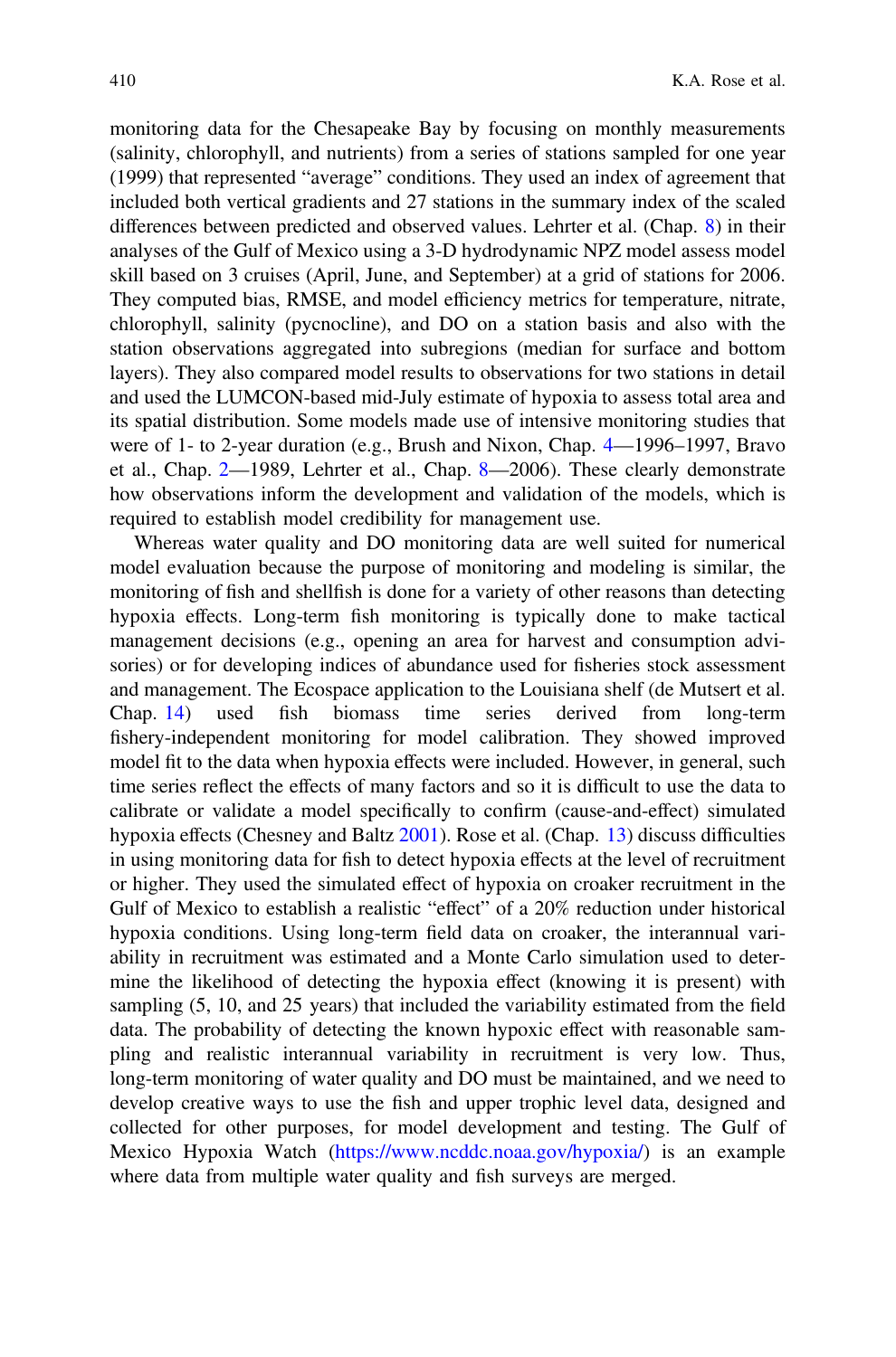monitoring data for the Chesapeake Bay by focusing on monthly measurements (salinity, chlorophyll, and nutrients) from a series of stations sampled for one year (1999) that represented "average" conditions. They used an index of agreement that included both vertical gradients and 27 stations in the summary index of the scaled differences between predicted and observed values. Lehrter et al. (Chap. 8) in their analyses of the Gulf of Mexico using a 3-D hydrodynamic NPZ model assess model skill based on 3 cruises (April, June, and September) at a grid of stations for 2006. They computed bias, RMSE, and model efficiency metrics for temperature, nitrate, chlorophyll, salinity (pycnocline), and DO on a station basis and also with the station observations aggregated into subregions (median for surface and bottom layers). They also compared model results to observations for two stations in detail and used the LUMCON-based mid-July estimate of hypoxia to assess total area and its spatial distribution. Some models made use of intensive monitoring studies that were of 1- to 2-year duration (e.g., Brush and Nixon, Chap. 4—1996–1997, Bravo et al., Chap. 2—1989, Lehrter et al., Chap. 8—2006). These clearly demonstrate how observations inform the development and validation of the models, which is required to establish model credibility for management use.

Whereas water quality and DO monitoring data are well suited for numerical model evaluation because the purpose of monitoring and modeling is similar, the monitoring of fish and shellfish is done for a variety of other reasons than detecting hypoxia effects. Long-term fish monitoring is typically done to make tactical management decisions (e.g., opening an area for harvest and consumption advisories) or for developing indices of abundance used for fisheries stock assessment and management. The Ecospace application to the Louisiana shelf (de Mutsert et al. Chap. 14) used fish biomass time series derived from long-term fishery-independent monitoring for model calibration. They showed improved model fit to the data when hypoxia effects were included. However, in general, such time series reflect the effects of many factors and so it is difficult to use the data to calibrate or validate a model specifically to confirm (cause-and-effect) simulated hypoxia effects (Chesney and Baltz 2001). Rose et al. (Chap. 13) discuss difficulties in using monitoring data for fish to detect hypoxia effects at the level of recruitment or higher. They used the simulated effect of hypoxia on croaker recruitment in the Gulf of Mexico to establish a realistic "effect" of a 20% reduction under historical hypoxia conditions. Using long-term field data on croaker, the interannual variability in recruitment was estimated and a Monte Carlo simulation used to determine the likelihood of detecting the hypoxia effect (knowing it is present) with sampling (5, 10, and 25 years) that included the variability estimated from the field data. The probability of detecting the known hypoxic effect with reasonable sampling and realistic interannual variability in recruitment is very low. Thus, long-term monitoring of water quality and DO must be maintained, and we need to develop creative ways to use the fish and upper trophic level data, designed and collected for other purposes, for model development and testing. The Gulf of Mexico Hypoxia Watch (https://www.ncddc.noaa.gov/hypoxia/) is an example where data from multiple water quality and fish surveys are merged.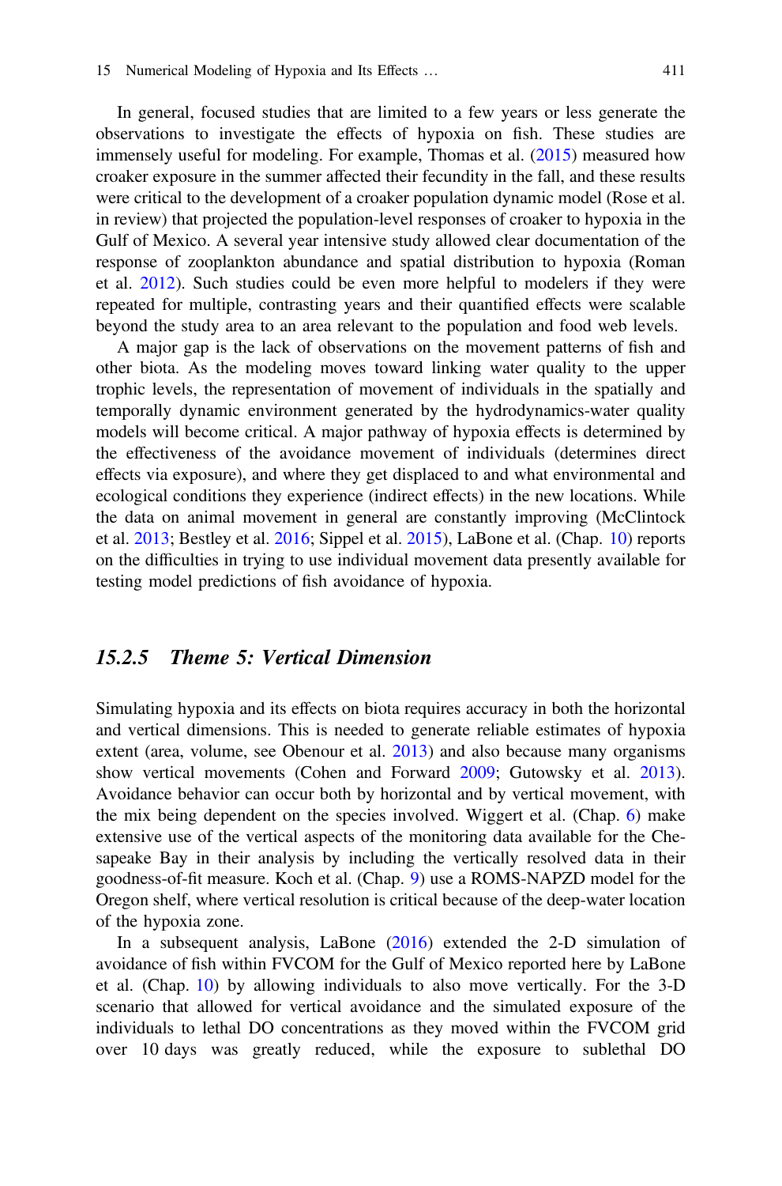In general, focused studies that are limited to a few years or less generate the observations to investigate the effects of hypoxia on fish. These studies are immensely useful for modeling. For example, Thomas et al. (2015) measured how croaker exposure in the summer affected their fecundity in the fall, and these results were critical to the development of a croaker population dynamic model (Rose et al. in review) that projected the population-level responses of croaker to hypoxia in the Gulf of Mexico. A several year intensive study allowed clear documentation of the response of zooplankton abundance and spatial distribution to hypoxia (Roman et al. 2012). Such studies could be even more helpful to modelers if they were repeated for multiple, contrasting years and their quantified effects were scalable beyond the study area to an area relevant to the population and food web levels.

A major gap is the lack of observations on the movement patterns of fish and other biota. As the modeling moves toward linking water quality to the upper trophic levels, the representation of movement of individuals in the spatially and temporally dynamic environment generated by the hydrodynamics-water quality models will become critical. A major pathway of hypoxia effects is determined by the effectiveness of the avoidance movement of individuals (determines direct effects via exposure), and where they get displaced to and what environmental and ecological conditions they experience (indirect effects) in the new locations. While the data on animal movement in general are constantly improving (McClintock et al. 2013; Bestley et al. 2016; Sippel et al. 2015), LaBone et al. (Chap. 10) reports on the difficulties in trying to use individual movement data presently available for testing model predictions of fish avoidance of hypoxia.

### 15.2.5 *Theme 5: Vertical Dimension*

Simulating hypoxia and its effects on biota requires accuracy in both the horizontal and vertical dimensions. This is needed to generate reliable estimates of hypoxia extent (area, volume, see Obenour et al. 2013) and also because many organisms show vertical movements (Cohen and Forward 2009; Gutowsky et al. 2013). Avoidance behavior can occur both by horizontal and by vertical movement, with the mix being dependent on the species involved. Wiggert et al. (Chap. 6) make extensive use of the vertical aspects of the monitoring data available for the Chesapeake Bay in their analysis by including the vertically resolved data in their goodness-of-fit measure. Koch et al. (Chap. 9) use a ROMS-NAPZD model for the Oregon shelf, where vertical resolution is critical because of the deep-water location of the hypoxia zone.

In a subsequent analysis, LaBone (2016) extended the 2-D simulation of avoidance of fish within FVCOM for the Gulf of Mexico reported here by LaBone et al. (Chap. 10) by allowing individuals to also move vertically. For the 3-D scenario that allowed for vertical avoidance and the simulated exposure of the individuals to lethal DO concentrations as they moved within the FVCOM grid over 10 days was greatly reduced, while the exposure to sublethal DO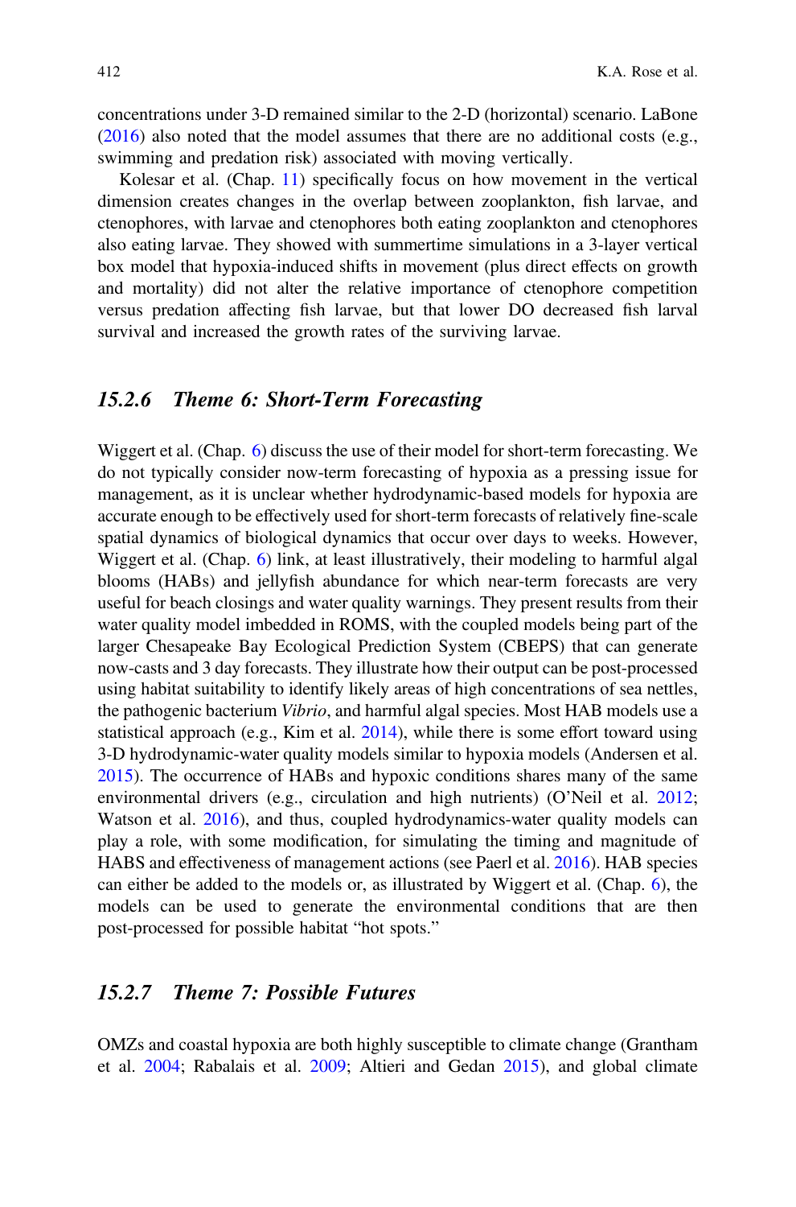concentrations under 3-D remained similar to the 2-D (horizontal) scenario. LaBone (2016) also noted that the model assumes that there are no additional costs (e.g., swimming and predation risk) associated with moving vertically.

Kolesar et al. (Chap. 11) specifically focus on how movement in the vertical dimension creates changes in the overlap between zooplankton, fish larvae, and ctenophores, with larvae and ctenophores both eating zooplankton and ctenophores also eating larvae. They showed with summertime simulations in a 3-layer vertical box model that hypoxia-induced shifts in movement (plus direct effects on growth and mortality) did not alter the relative importance of ctenophore competition versus predation affecting fish larvae, but that lower DO decreased fish larval survival and increased the growth rates of the surviving larvae.

### *15.2.6 Theme 6: Short-Term Forecasting*

Wiggert et al. (Chap. 6) discuss the use of their model for short-term forecasting. We do not typically consider now-term forecasting of hypoxia as a pressing issue for management, as it is unclear whether hydrodynamic-based models for hypoxia are accurate enough to be effectively used for short-term forecasts of relatively fine-scale spatial dynamics of biological dynamics that occur over days to weeks. However, Wiggert et al. (Chap. 6) link, at least illustratively, their modeling to harmful algal blooms (HABs) and jellyfish abundance for which near-term forecasts are very useful for beach closings and water quality warnings. They present results from their water quality model imbedded in ROMS, with the coupled models being part of the larger Chesapeake Bay Ecological Prediction System (CBEPS) that can generate now-casts and 3 day forecasts. They illustrate how their output can be post-processed using habitat suitability to identify likely areas of high concentrations of sea nettles, the pathogenic bacterium *Vibrio*, and harmful algal species. Most HAB models use a statistical approach (e.g., Kim et al. 2014), while there is some effort toward using 3-D hydrodynamic-water quality models similar to hypoxia models (Andersen et al. 2015). The occurrence of HABs and hypoxic conditions shares many of the same environmental drivers (e.g., circulation and high nutrients) (O'Neil et al. 2012; Watson et al. 2016), and thus, coupled hydrodynamics-water quality models can play a role, with some modification, for simulating the timing and magnitude of HABS and effectiveness of management actions (see Paerl et al. 2016). HAB species can either be added to the models or, as illustrated by Wiggert et al. (Chap. 6), the models can be used to generate the environmental conditions that are then post-processed for possible habitat "hot spots."

### *15.2.7 Theme 7: Possible Futures*

OMZs and coastal hypoxia are both highly susceptible to climate change (Grantham et al. 2004; Rabalais et al. 2009; Altieri and Gedan 2015), and global climate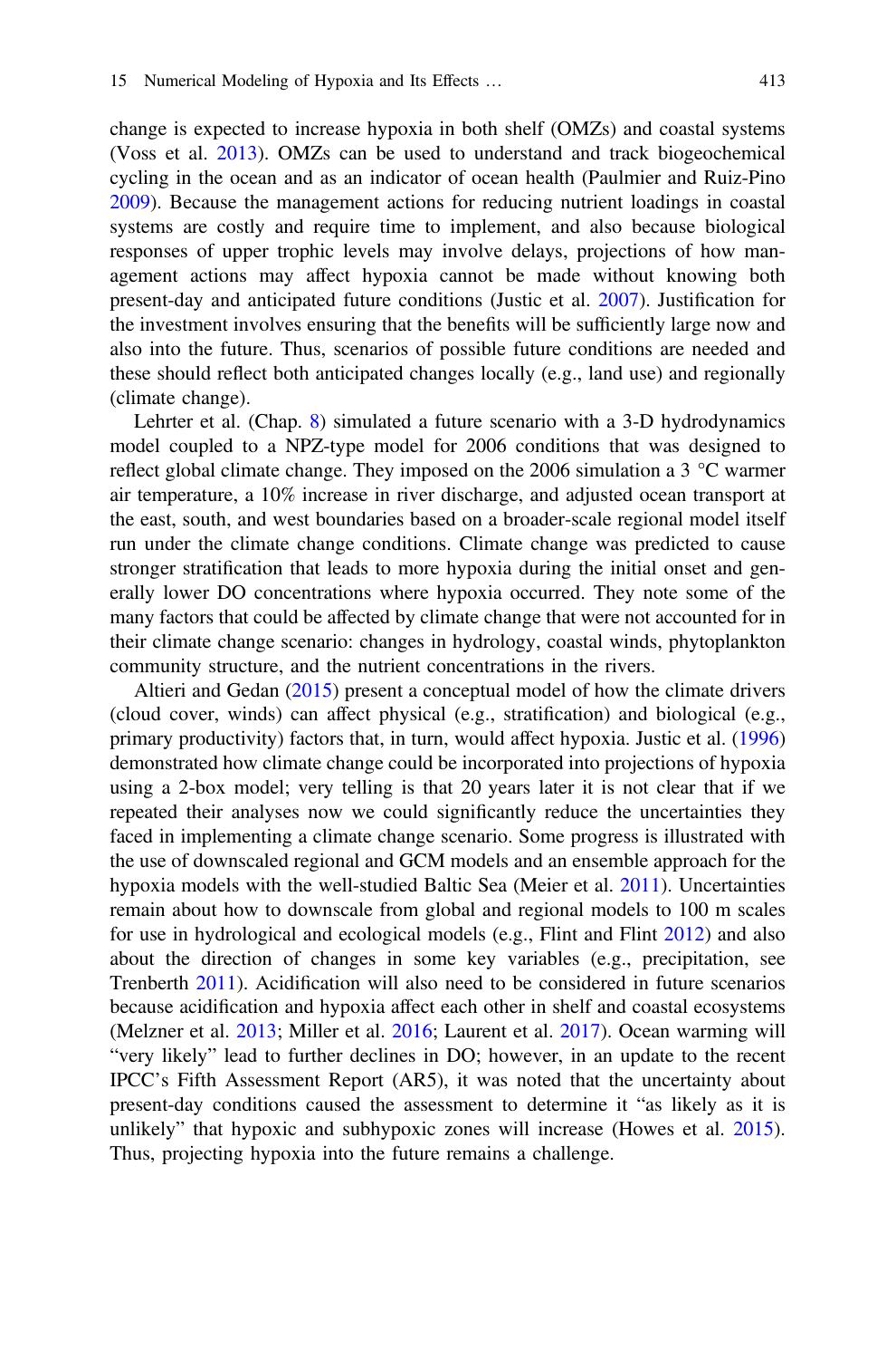change is expected to increase hypoxia in both shelf (OMZs) and coastal systems (Voss et al. 2013). OMZs can be used to understand and track biogeochemical cycling in the ocean and as an indicator of ocean health (Paulmier and Ruiz-Pino 2009). Because the management actions for reducing nutrient loadings in coastal systems are costly and require time to implement, and also because biological responses of upper trophic levels may involve delays, projections of how management actions may affect hypoxia cannot be made without knowing both present-day and anticipated future conditions (Justic et al. 2007). Justification for the investment involves ensuring that the benefits will be sufficiently large now and also into the future. Thus, scenarios of possible future conditions are needed and these should reflect both anticipated changes locally (e.g., land use) and regionally (climate change).

Lehrter et al. (Chap. 8) simulated a future scenario with a 3-D hydrodynamics model coupled to a NPZ-type model for 2006 conditions that was designed to reflect global climate change. They imposed on the 2006 simulation a 3 °C warmer air temperature, a 10% increase in river discharge, and adjusted ocean transport at the east, south, and west boundaries based on a broader-scale regional model itself run under the climate change conditions. Climate change was predicted to cause stronger stratification that leads to more hypoxia during the initial onset and generally lower DO concentrations where hypoxia occurred. They note some of the many factors that could be affected by climate change that were not accounted for in their climate change scenario: changes in hydrology, coastal winds, phytoplankton community structure, and the nutrient concentrations in the rivers.

Altieri and Gedan (2015) present a conceptual model of how the climate drivers (cloud cover, winds) can affect physical (e.g., stratification) and biological (e.g., primary productivity) factors that, in turn, would affect hypoxia. Justic et al. (1996) demonstrated how climate change could be incorporated into projections of hypoxia using a 2-box model; very telling is that 20 years later it is not clear that if we repeated their analyses now we could significantly reduce the uncertainties they faced in implementing a climate change scenario. Some progress is illustrated with the use of downscaled regional and GCM models and an ensemble approach for the hypoxia models with the well-studied Baltic Sea (Meier et al. 2011). Uncertainties remain about how to downscale from global and regional models to 100 m scales for use in hydrological and ecological models (e.g., Flint and Flint 2012) and also about the direction of changes in some key variables (e.g., precipitation, see Trenberth 2011). Acidification will also need to be considered in future scenarios because acidification and hypoxia affect each other in shelf and coastal ecosystems (Melzner et al. 2013; Miller et al. 2016; Laurent et al. 2017). Ocean warming will "very likely" lead to further declines in DO; however, in an update to the recent IPCC's Fifth Assessment Report (AR5), it was noted that the uncertainty about present-day conditions caused the assessment to determine it "as likely as it is unlikely" that hypoxic and subhypoxic zones will increase (Howes et al. 2015). Thus, projecting hypoxia into the future remains a challenge.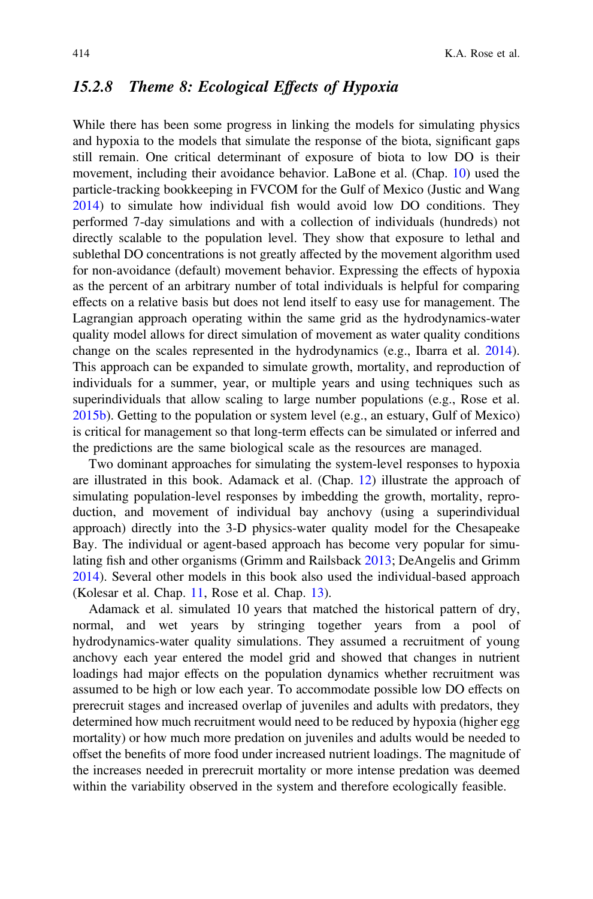### 15.2.8 Theme 8: Ecological Effects of Hypoxia

While there has been some progress in linking the models for simulating physics and hypoxia to the models that simulate the response of the biota, significant gaps still remain. One critical determinant of exposure of biota to low DO is their movement, including their avoidance behavior. LaBone et al. (Chap. 10) used the particle-tracking bookkeeping in FVCOM for the Gulf of Mexico (Justic and Wang 2014) to simulate how individual fish would avoid low DO conditions. They performed 7-day simulations and with a collection of individuals (hundreds) not directly scalable to the population level. They show that exposure to lethal and sublethal DO concentrations is not greatly affected by the movement algorithm used for non-avoidance (default) movement behavior. Expressing the effects of hypoxia as the percent of an arbitrary number of total individuals is helpful for comparing effects on a relative basis but does not lend itself to easy use for management. The Lagrangian approach operating within the same grid as the hydrodynamics-water quality model allows for direct simulation of movement as water quality conditions change on the scales represented in the hydrodynamics (e.g., Ibarra et al. 2014). This approach can be expanded to simulate growth, mortality, and reproduction of individuals for a summer, year, or multiple years and using techniques such as superindividuals that allow scaling to large number populations (e.g., Rose et al. 2015b). Getting to the population or system level (e.g., an estuary, Gulf of Mexico) is critical for management so that long-term effects can be simulated or inferred and the predictions are the same biological scale as the resources are managed.

Two dominant approaches for simulating the system-level responses to hypoxia are illustrated in this book. Adamack et al. (Chap. 12) illustrate the approach of simulating population-level responses by imbedding the growth, mortality, reproduction, and movement of individual bay anchovy (using a superindividual approach) directly into the 3-D physics-water quality model for the Chesapeake Bay. The individual or agent-based approach has become very popular for simulating fish and other organisms (Grimm and Railsback 2013; DeAngelis and Grimm 2014). Several other models in this book also used the individual-based approach (Kolesar et al. Chap. 11, Rose et al. Chap. 13).

Adamack et al. simulated 10 years that matched the historical pattern of dry, normal, and wet years by stringing together years from a pool of hydrodynamics-water quality simulations. They assumed a recruitment of young anchovy each year entered the model grid and showed that changes in nutrient loadings had major effects on the population dynamics whether recruitment was assumed to be high or low each year. To accommodate possible low DO effects on prerecruit stages and increased overlap of juveniles and adults with predators, they determined how much recruitment would need to be reduced by hypoxia (higher egg mortality) or how much more predation on juveniles and adults would be needed to offset the benefits of more food under increased nutrient loadings. The magnitude of the increases needed in prerecruit mortality or more intense predation was deemed within the variability observed in the system and therefore ecologically feasible.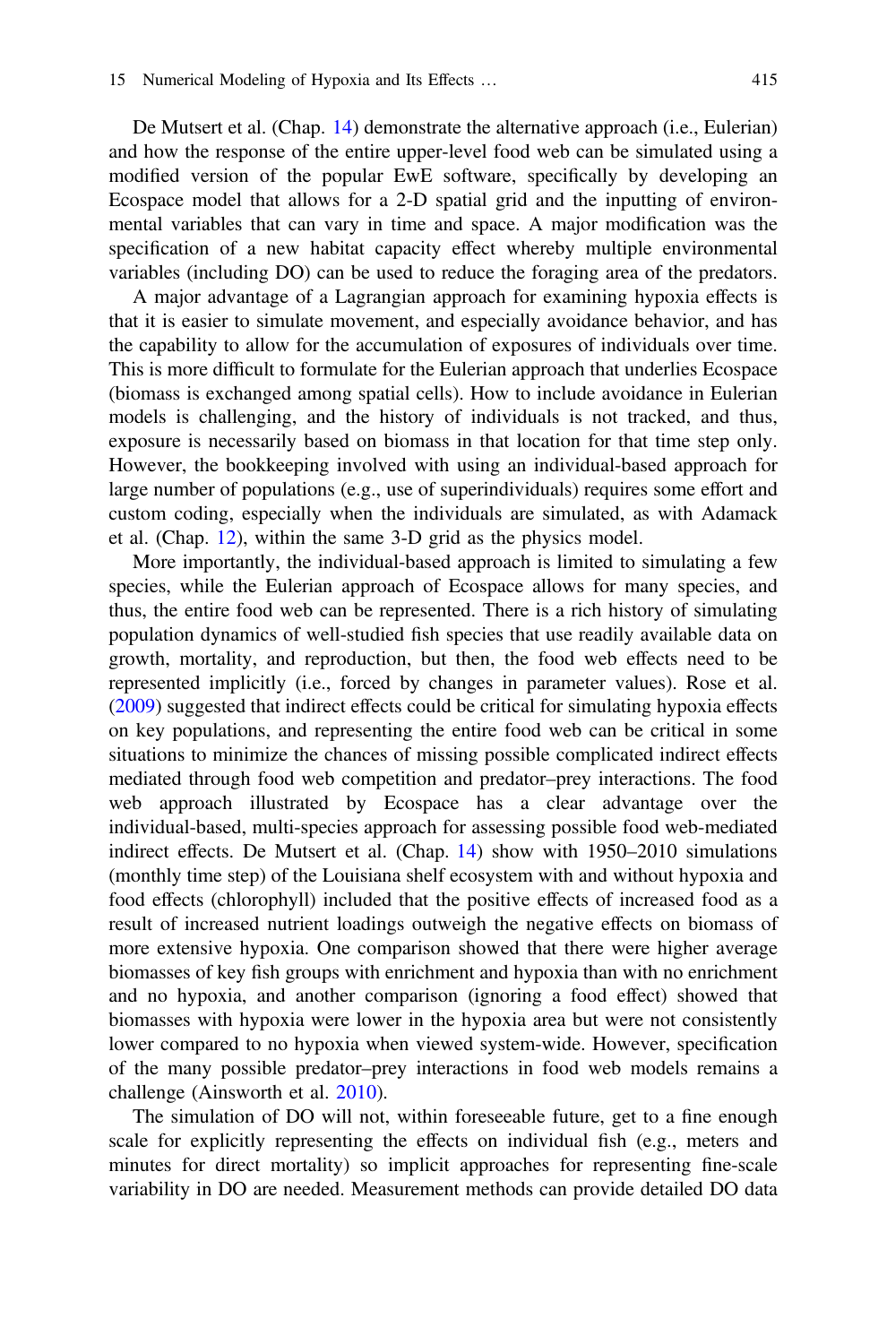De Mutsert et al. (Chap. 14) demonstrate the alternative approach (i.e., Eulerian) and how the response of the entire upper-level food web can be simulated using a modified version of the popular EwE software, specifically by developing an Ecospace model that allows for a 2-D spatial grid and the inputting of environmental variables that can vary in time and space. A major modification was the specification of a new habitat capacity effect whereby multiple environmental variables (including DO) can be used to reduce the foraging area of the predators.

A major advantage of a Lagrangian approach for examining hypoxia effects is that it is easier to simulate movement, and especially avoidance behavior, and has the capability to allow for the accumulation of exposures of individuals over time. This is more difficult to formulate for the Eulerian approach that underlies Ecospace (biomass is exchanged among spatial cells). How to include avoidance in Eulerian models is challenging, and the history of individuals is not tracked, and thus, exposure is necessarily based on biomass in that location for that time step only. However, the bookkeeping involved with using an individual-based approach for large number of populations (e.g., use of superindividuals) requires some effort and custom coding, especially when the individuals are simulated, as with Adamack et al. (Chap. 12), within the same 3-D grid as the physics model.

More importantly, the individual-based approach is limited to simulating a few species, while the Eulerian approach of Ecospace allows for many species, and thus, the entire food web can be represented. There is a rich history of simulating population dynamics of well-studied fish species that use readily available data on growth, mortality, and reproduction, but then, the food web effects need to be represented implicitly (i.e., forced by changes in parameter values). Rose et al. (2009) suggested that indirect effects could be critical for simulating hypoxia effects on key populations, and representing the entire food web can be critical in some situations to minimize the chances of missing possible complicated indirect effects mediated through food web competition and predator–prey interactions. The food web approach illustrated by Ecospace has a clear advantage over the individual-based, multi-species approach for assessing possible food web-mediated indirect effects. De Mutsert et al. (Chap. 14) show with 1950–2010 simulations (monthly time step) of the Louisiana shelf ecosystem with and without hypoxia and food effects (chlorophyll) included that the positive effects of increased food as a result of increased nutrient loadings outweigh the negative effects on biomass of more extensive hypoxia. One comparison showed that there were higher average biomasses of key fish groups with enrichment and hypoxia than with no enrichment and no hypoxia, and another comparison (ignoring a food effect) showed that biomasses with hypoxia were lower in the hypoxia area but were not consistently lower compared to no hypoxia when viewed system-wide. However, specification of the many possible predator–prey interactions in food web models remains a challenge (Ainsworth et al. 2010).

The simulation of DO will not, within foreseeable future, get to a fine enough scale for explicitly representing the effects on individual fish (e.g., meters and minutes for direct mortality) so implicit approaches for representing fine-scale variability in DO are needed. Measurement methods can provide detailed DO data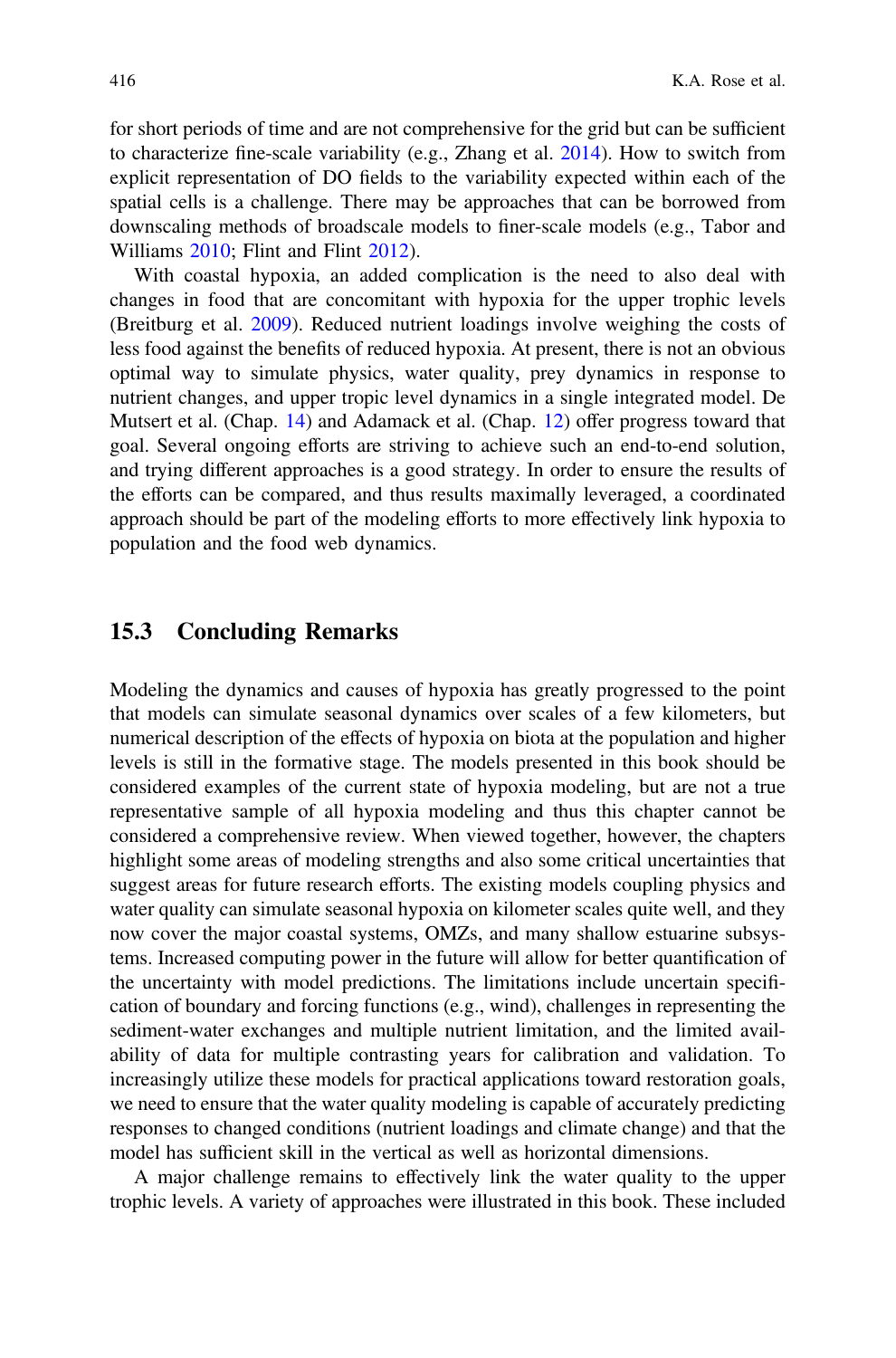for short periods of time and are not comprehensive for the grid but can be sufficient to characterize fine-scale variability (e.g., Zhang et al. 2014). How to switch from explicit representation of DO fields to the variability expected within each of the spatial cells is a challenge. There may be approaches that can be borrowed from downscaling methods of broadscale models to finer-scale models (e.g., Tabor and Williams 2010; Flint and Flint 2012).

With coastal hypoxia, an added complication is the need to also deal with changes in food that are concomitant with hypoxia for the upper trophic levels (Breitburg et al. 2009). Reduced nutrient loadings involve weighing the costs of less food against the benefits of reduced hypoxia. At present, there is not an obvious optimal way to simulate physics, water quality, prey dynamics in response to nutrient changes, and upper tropic level dynamics in a single integrated model. De Mutsert et al. (Chap. 14) and Adamack et al. (Chap. 12) offer progress toward that goal. Several ongoing efforts are striving to achieve such an end-to-end solution, and trying different approaches is a good strategy. In order to ensure the results of the efforts can be compared, and thus results maximally leveraged, a coordinated approach should be part of the modeling efforts to more effectively link hypoxia to population and the food web dynamics.

## 15.3 Concluding Remarks

Modeling the dynamics and causes of hypoxia has greatly progressed to the point that models can simulate seasonal dynamics over scales of a few kilometers, but numerical description of the effects of hypoxia on biota at the population and higher levels is still in the formative stage. The models presented in this book should be considered examples of the current state of hypoxia modeling, but are not a true representative sample of all hypoxia modeling and thus this chapter cannot be considered a comprehensive review. When viewed together, however, the chapters highlight some areas of modeling strengths and also some critical uncertainties that suggest areas for future research efforts. The existing models coupling physics and water quality can simulate seasonal hypoxia on kilometer scales quite well, and they now cover the major coastal systems, OMZs, and many shallow estuarine subsystems. Increased computing power in the future will allow for better quantification of the uncertainty with model predictions. The limitations include uncertain specification of boundary and forcing functions (e.g., wind), challenges in representing the sediment-water exchanges and multiple nutrient limitation, and the limited availability of data for multiple contrasting years for calibration and validation. To increasingly utilize these models for practical applications toward restoration goals, we need to ensure that the water quality modeling is capable of accurately predicting responses to changed conditions (nutrient loadings and climate change) and that the model has sufficient skill in the vertical as well as horizontal dimensions.

A major challenge remains to effectively link the water quality to the upper trophic levels. A variety of approaches were illustrated in this book. These included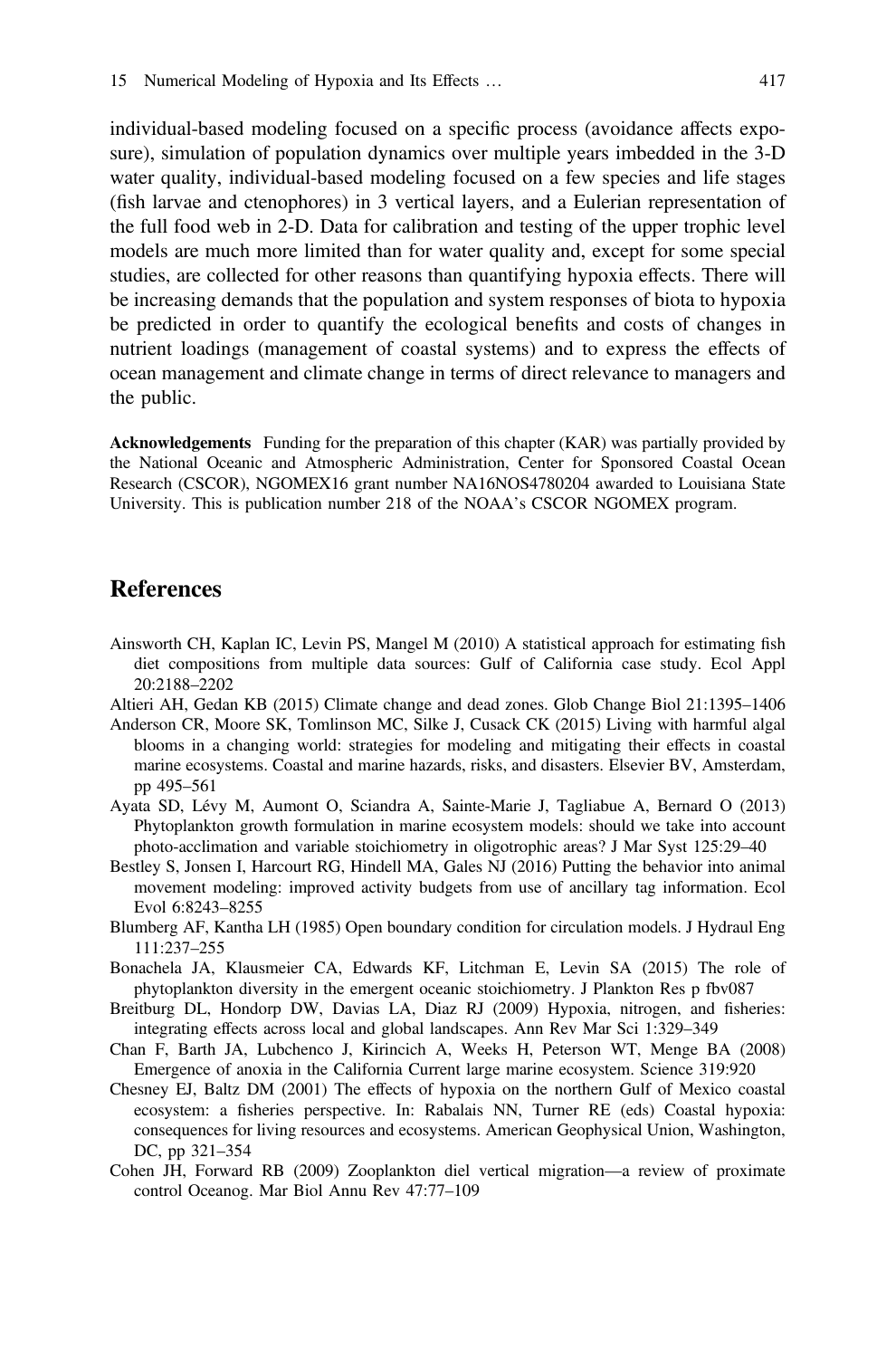individual-based modeling focused on a specific process (avoidance affects exposure), simulation of population dynamics over multiple years imbedded in the 3-D water quality, individual-based modeling focused on a few species and life stages (fish larvae and ctenophores) in 3 vertical layers, and a Eulerian representation of the full food web in 2-D. Data for calibration and testing of the upper trophic level models are much more limited than for water quality and, except for some special studies, are collected for other reasons than quantifying hypoxia effects. There will be increasing demands that the population and system responses of biota to hypoxia be predicted in order to quantify the ecological benefits and costs of changes in nutrient loadings (management of coastal systems) and to express the effects of ocean management and climate change in terms of direct relevance to managers and the public.

**Acknowledgements** Funding for the preparation of this chapter (KAR) was partially provided by the National Oceanic and Atmospheric Administration, Center for Sponsored Coastal Ocean Research (CSCOR), NGOMEX16 grant number NA16NOS4780204 awarded to Louisiana State University. This is publication number 218 of the NOAA's CSCOR NGOMEX program.

## References

Ainsworth CH, Kaplan IC, Levin PS, Mangel M (2010) A statistical approach for estimating fish diet compositions from multiple data sources: Gulf of California case study. Ecol Appl 20:2188–2202

Altieri AH, Gedan KB (2015) Climate change and dead zones. Glob Change Biol 21:1395–1406

Anderson CR, Moore SK, Tomlinson MC, Silke J, Cusack CK (2015) Living with harmful algal blooms in a changing world: strategies for modeling and mitigating their effects in coastal marine ecosystems. Coastal and marine hazards, risks, and disasters. Elsevier BV, Amsterdam, pp 495–561

Ayata SD, Lévy M, Aumont O, Sciandra A, Sainte-Marie J, Tagliabue A, Bernard O (2013) Phytoplankton growth formulation in marine ecosystem models: should we take into account photo-acclimation and variable stoichiometry in oligotrophic areas? J Mar Syst 125:29–40

Bestley S, Jonsen I, Harcourt RG, Hindell MA, Gales NJ (2016) Putting the behavior into animal movement modeling: improved activity budgets from use of ancillary tag information. Ecol Evol 6:8243–8255

Blumberg AF, Kantha LH (1985) Open boundary condition for circulation models. J Hydraul Eng 111:237–255

Bonachela JA, Klausmeier CA, Edwards KF, Litchman E, Levin SA (2015) The role of phytoplankton diversity in the emergent oceanic stoichiometry. J Plankton Res p fbv087

Breitburg DL, Hondorp DW, Davias LA, Diaz RJ (2009) Hypoxia, nitrogen, and fisheries: integrating effects across local and global landscapes. Ann Rev Mar Sci 1:329–349

Chan F, Barth JA, Lubchenco J, Kirincich A, Weeks H, Peterson WT, Menge BA (2008) Emergence of anoxia in the California Current large marine ecosystem. Science 319:920

Chesney EJ, Baltz DM (2001) The effects of hypoxia on the northern Gulf of Mexico coastal ecosystem: a fisheries perspective. In: Rabalais NN, Turner RE (eds) Coastal hypoxia: consequences for living resources and ecosystems. American Geophysical Union, Washington, DC, pp 321–354

Cohen JH, Forward RB (2009) Zooplankton diel vertical migration—a review of proximate control Oceanog. Mar Biol Annu Rev 47:77–109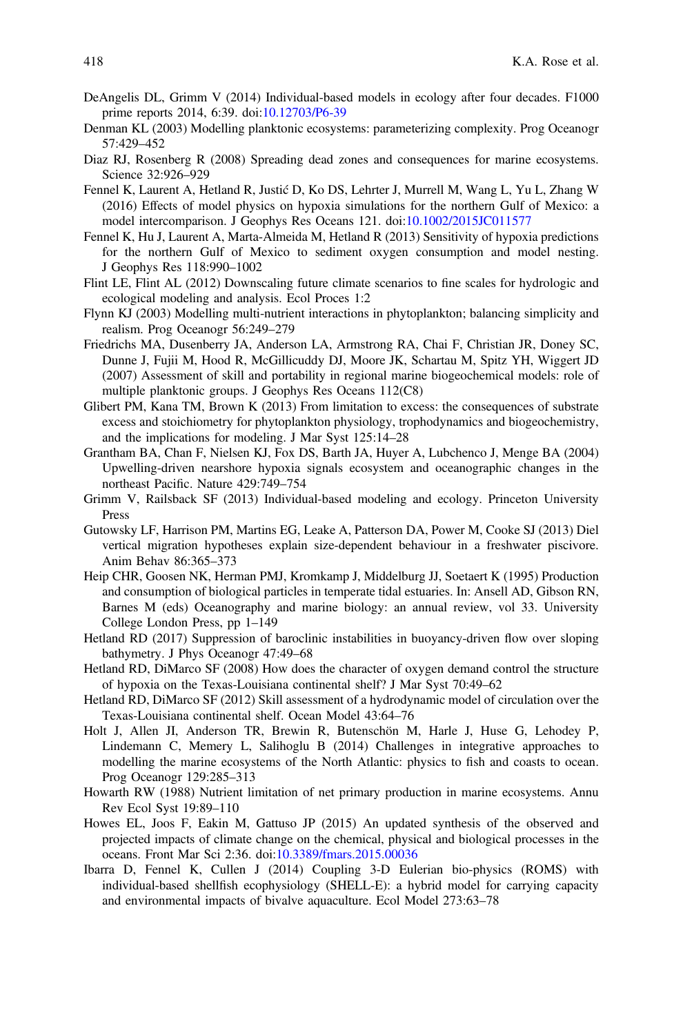DeAngelis DL, Grimm V (2014) Individual-based models in ecology after four decades. F1000 prime reports 2014, 6:39. doi:10.12703/P6-39

Denman KL (2003) Modelling planktonic ecosystems: parameterizing complexity. Prog Oceanogr 57:429–452

Diaz RJ, Rosenberg R (2008) Spreading dead zones and consequences for marine ecosystems. Science 32:926–929

Fennel K, Laurent A, Hetland R, Justić D, Ko DS, Lehrter J, Murrell M, Wang L, Yu L, Zhang W (2016) Effects of model physics on hypoxia simulations for the northern Gulf of Mexico: a model intercomparison. J Geophys Res Oceans 121. doi:10.1002/2015JC011577

Fennel K, Hu J, Laurent A, Marta-Almeida M, Hetland R (2013) Sensitivity of hypoxia predictions for the northern Gulf of Mexico to sediment oxygen consumption and model nesting. J Geophys Res 118:990–1002

Flint LE, Flint AL (2012) Downscaling future climate scenarios to fine scales for hydrologic and ecological modeling and analysis. Ecol Proces 1:2

Flynn KJ (2003) Modelling multi-nutrient interactions in phytoplankton; balancing simplicity and realism. Prog Oceanogr 56:249–279

Friedrichs MA, Dusenberry JA, Anderson LA, Armstrong RA, Chai F, Christian JR, Doney SC, Dunne J, Fujii M, Hood R, McGillicuddy DJ, Moore JK, Schartau M, Spitz YH, Wiggert JD (2007) Assessment of skill and portability in regional marine biogeochemical models: role of multiple planktonic groups. J Geophys Res Oceans 112(C8)

Glibert PM, Kana TM, Brown K (2013) From limitation to excess: the consequences of substrate excess and stoichiometry for phytoplankton physiology, trophodynamics and biogeochemistry, and the implications for modeling. J Mar Syst 125:14–28

Grantham BA, Chan F, Nielsen KJ, Fox DS, Barth JA, Huyer A, Lubchenco J, Menge BA (2004) Upwelling-driven nearshore hypoxia signals ecosystem and oceanographic changes in the northeast Pacific. Nature 429:749–754

Grimm V, Railsback SF (2013) Individual-based modeling and ecology. Princeton University Press

Gutowsky LF, Harrison PM, Martins EG, Leake A, Patterson DA, Power M, Cooke SJ (2013) Diel vertical migration hypotheses explain size-dependent behaviour in a freshwater piscivore. Anim Behav 86:365–373

Heip CHR, Goosen NK, Herman PMJ, Kromkamp J, Middelburg JJ, Soetaert K (1995) Production and consumption of biological particles in temperate tidal estuaries. In: Ansell AD, Gibson RN, Barnes M (eds) Oceanography and marine biology: an annual review, vol 33. University College London Press, pp 1–149

Hetland RD (2017) Suppression of baroclinic instabilities in buoyancy-driven flow over sloping bathymetry. J Phys Oceanogr 47:49–68

Hetland RD, DiMarco SF (2008) How does the character of oxygen demand control the structure of hypoxia on the Texas-Louisiana continental shelf? J Mar Syst 70:49–62

Hetland RD, DiMarco SF (2012) Skill assessment of a hydrodynamic model of circulation over the Texas-Louisiana continental shelf. Ocean Model 43:64–76

Holt J, Allen JI, Anderson TR, Brewin R, Butenschön M, Harle J, Huse G, Lehodey P, Lindemann C, Memery L, Salihoglu B (2014) Challenges in integrative approaches to modelling the marine ecosystems of the North Atlantic: physics to fish and coasts to ocean. Prog Oceanogr 129:285–313

Howarth RW (1988) Nutrient limitation of net primary production in marine ecosystems. Annu Rev Ecol Syst 19:89–110

Howes EL, Joos F, Eakin M, Gattuso JP (2015) An updated synthesis of the observed and projected impacts of climate change on the chemical, physical and biological processes in the oceans. Front Mar Sci 2:36. doi:10.3389/fmars.2015.00036

Ibarra D, Fennel K, Cullen J (2014) Coupling 3-D Eulerian bio-physics (ROMS) with individual-based shellfish ecophysiology (SHELL-E): a hybrid model for carrying capacity and environmental impacts of bivalve aquaculture. Ecol Model 273:63–78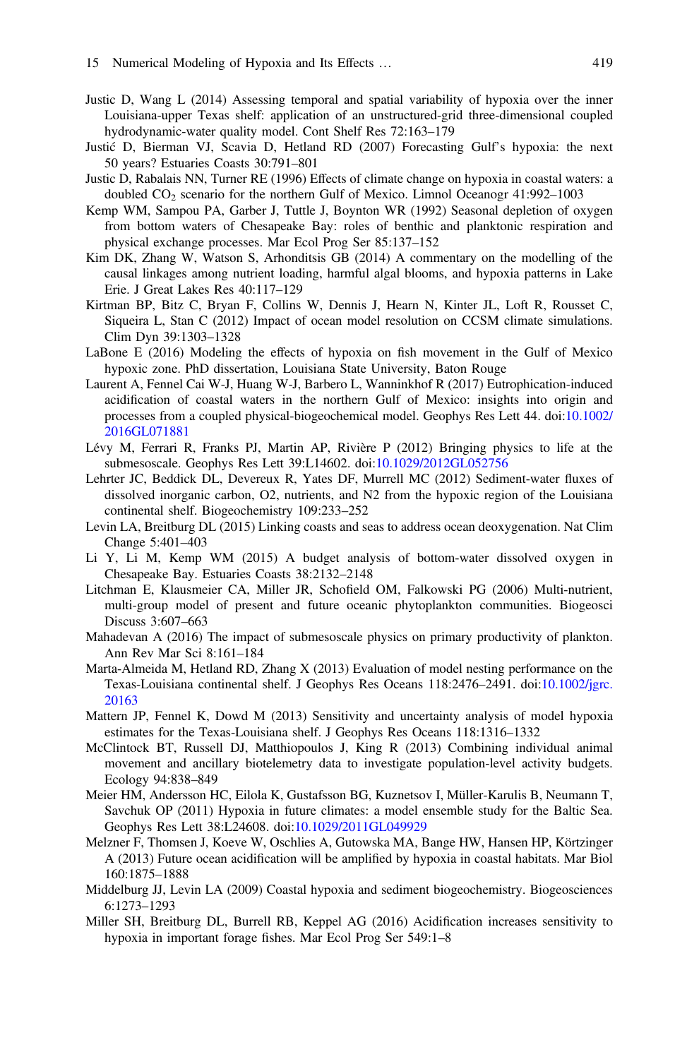Justic D, Wang L (2014) Assessing temporal and spatial variability of hypoxia over the inner Louisiana-upper Texas shelf: application of an unstructured-grid three-dimensional coupled hydrodynamic-water quality model. Cont Shelf Res 72:163–179

Justić D, Bierman VJ, Scavia D, Hetland RD (2007) Forecasting Gulf's hypoxia: the next 50 years? Estuaries Coasts 30:791–801

Justic D, Rabalais NN, Turner RE (1996) Effects of climate change on hypoxia in coastal waters: a doubled $CO_2$ scenario for the northern Gulf of Mexico. Limnol Oceanogr 41:992–1003

Kemp WM, Sampou PA, Garber J, Tuttle J, Boynton WR (1992) Seasonal depletion of oxygen from bottom waters of Chesapeake Bay: roles of benthic and planktonic respiration and physical exchange processes. Mar Ecol Prog Ser 85:137–152

Kim DK, Zhang W, Watson S, Arhonditsis GB (2014) A commentary on the modelling of the causal linkages among nutrient loading, harmful algal blooms, and hypoxia patterns in Lake Erie. J Great Lakes Res 40:117–129

Kirtman BP, Bitz C, Bryan F, Collins W, Dennis J, Hearn N, Kinter JL, Loft R, Rousset C, Siqueira L, Stan C (2012) Impact of ocean model resolution on CCSM climate simulations. Clim Dyn 39:1303–1328

LaBone E (2016) Modeling the effects of hypoxia on fish movement in the Gulf of Mexico hypoxic zone. PhD dissertation, Louisiana State University, Baton Rouge

Laurent A, Fennel Cai W-J, Huang W-J, Barbero L, Wanninkhof R (2017) Eutrophication-induced acidification of coastal waters in the northern Gulf of Mexico: insights into origin and processes from a coupled physical-biogeochemical model. Geophys Res Lett 44. doi:10.1002/2016GL071881

Lévy M, Ferrari R, Franks PJ, Martin AP, Rivière P (2012) Bringing physics to life at the submesoscale. Geophys Res Lett 39:L14602. doi:10.1029/2012GL052756

Lehrter JC, Beddick DL, Devereux R, Yates DF, Murrell MC (2012) Sediment-water fluxes of dissolved inorganic carbon, O2, nutrients, and N2 from the hypoxic region of the Louisiana continental shelf. Biogeochemistry 109:233–252

Levin LA, Breitburg DL (2015) Linking coasts and seas to address ocean deoxygenation. Nat Clim Change 5:401–403

Li Y, Li M, Kemp WM (2015) A budget analysis of bottom-water dissolved oxygen in Chesapeake Bay. Estuaries Coasts 38:2132–2148

Litchman E, Klausmeier CA, Miller JR, Schofield OM, Falkowski PG (2006) Multi-nutrient, multi-group model of present and future oceanic phytoplankton communities. Biogeosci Discuss 3:607–663

Mahadevan A (2016) The impact of submesoscale physics on primary productivity of plankton. Ann Rev Mar Sci 8:161–184

Marta-Almeida M, Hetland RD, Zhang X (2013) Evaluation of model nesting performance on the Texas-Louisiana continental shelf. J Geophys Res Oceans 118:2476–2491. doi:10.1002/jgrc.20163

Mattern JP, Fennel K, Dowd M (2013) Sensitivity and uncertainty analysis of model hypoxia estimates for the Texas-Louisiana shelf. J Geophys Res Oceans 118:1316–1332

McClintock BT, Russell DJ, Matthiopoulos J, King R (2013) Combining individual animal movement and ancillary biotelemetry data to investigate population-level activity budgets. Ecology 94:838–849

Meier HM, Andersson HC, Eilola K, Gustafsson BG, Kuznetsov I, Müller-Karulis B, Neumann T, Savchuk OP (2011) Hypoxia in future climates: a model ensemble study for the Baltic Sea. Geophys Res Lett 38:L24608. doi:10.1029/2011GL049929

Melzner F, Thomsen J, Koeve W, Oschlies A, Gutowska MA, Bange HW, Hansen HP, Körtzinger A (2013) Future ocean acidification will be amplified by hypoxia in coastal habitats. Mar Biol 160:1875–1888

Middelburg JJ, Levin LA (2009) Coastal hypoxia and sediment biogeochemistry. Biogeosciences 6:1273–1293

Miller SH, Breitburg DL, Burrell RB, Keppel AG (2016) Acidification increases sensitivity to hypoxia in important forage fishes. Mar Ecol Prog Ser 549:1–8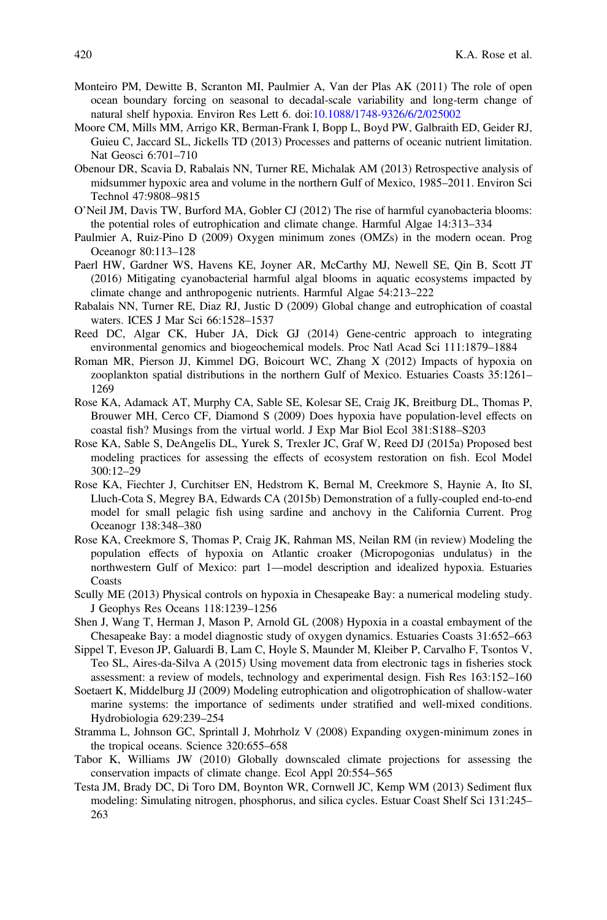Monteiro PM, Dewitte B, Scranton MI, Paulmier A, Van der Plas AK (2011) The role of open ocean boundary forcing on seasonal to decadal-scale variability and long-term change of natural shelf hypoxia. Environ Res Lett 6. doi:10.1088/1748-9326/6/2/025002

Moore CM, Mills MM, Arrigo KR, Berman-Frank I, Bopp L, Boyd PW, Galbraith ED, Geider RJ, Guieu C, Jaccard SL, Jickells TD (2013) Processes and patterns of oceanic nutrient limitation. Nat Geosci 6:701–710

Obenour DR, Scavia D, Rabalais NN, Turner RE, Michalak AM (2013) Retrospective analysis of midsummer hypoxic area and volume in the northern Gulf of Mexico, 1985–2011. Environ Sci Technol 47:9808–9815

O'Neil JM, Davis TW, Burford MA, Gobler CJ (2012) The rise of harmful cyanobacteria blooms: the potential roles of eutrophication and climate change. Harmful Algae 14:313–334

Paulmier A, Ruiz-Pino D (2009) Oxygen minimum zones (OMZs) in the modern ocean. Prog Oceanogr 80:113–128

Paerl HW, Gardner WS, Havens KE, Joyner AR, McCarthy MJ, Newell SE, Qin B, Scott JT (2016) Mitigating cyanobacterial harmful algal blooms in aquatic ecosystems impacted by climate change and anthropogenic nutrients. Harmful Algae 54:213–222

Rabalais NN, Turner RE, Diaz RJ, Justic D (2009) Global change and eutrophication of coastal waters. ICES J Mar Sci 66:1528–1537

Reed DC, Algar CK, Huber JA, Dick GJ (2014) Gene-centric approach to integrating environmental genomics and biogeochemical models. Proc Natl Acad Sci 111:1879–1884

Roman MR, Pierson JJ, Kimmel DG, Boicourt WC, Zhang X (2012) Impacts of hypoxia on zooplankton spatial distributions in the northern Gulf of Mexico. Estuaries Coasts 35:1261–1269

Rose KA, Adamack AT, Murphy CA, Sable SE, Kolesar SE, Craig JK, Breitburg DL, Thomas P, Brouwer MH, Cerco CF, Diamond S (2009) Does hypoxia have population-level effects on coastal fish? Musings from the virtual world. J Exp Mar Biol Ecol 381:S188–S203

Rose KA, Sable S, DeAngelis DL, Yurek S, Trexler JC, Graf W, Reed DJ (2015a) Proposed best modeling practices for assessing the effects of ecosystem restoration on fish. Ecol Model 300:12–29

Rose KA, Fiechter J, Curchitser EN, Hedstrom K, Bernal M, Creekmore S, Haynie A, Ito SI, Lluch-Cota S, Megrey BA, Edwards CA (2015b) Demonstration of a fully-coupled end-to-end model for small pelagic fish using sardine and anchovy in the California Current. Prog Oceanogr 138:348–380

Rose KA, Creekmore S, Thomas P, Craig JK, Rahman MS, Neilan RM (in review) Modeling the population effects of hypoxia on Atlantic croaker (Micropogonias undulatus) in the northwestern Gulf of Mexico: part 1—model description and idealized hypoxia. Estuaries Coasts

Scully ME (2013) Physical controls on hypoxia in Chesapeake Bay: a numerical modeling study. J Geophys Res Oceans 118:1239–1256

Shen J, Wang T, Herman J, Mason P, Arnold GL (2008) Hypoxia in a coastal embayment of the Chesapeake Bay: a model diagnostic study of oxygen dynamics. Estuaries Coasts 31:652–663

Sippel T, Eveson JP, Galuardi B, Lam C, Hoyle S, Maunder M, Kleiber P, Carvalho F, Tsontos V, Teo SL, Aires-da-Silva A (2015) Using movement data from electronic tags in fisheries stock assessment: a review of models, technology and experimental design. Fish Res 163:152–160

Soetaert K, Middelburg JJ (2009) Modeling eutrophication and oligotrophication of shallow-water marine systems: the importance of sediments under stratified and well-mixed conditions. Hydrobiologia 629:239–254

Stramma L, Johnson GC, Sprintall J, Mohrholz V (2008) Expanding oxygen-minimum zones in the tropical oceans. Science 320:655–658

Tabor K, Williams JW (2010) Globally downscaled climate projections for assessing the conservation impacts of climate change. Ecol Appl 20:554–565

Testa JM, Brady DC, Di Toro DM, Boynton WR, Cornwell JC, Kemp WM (2013) Sediment flux modeling: Simulating nitrogen, phosphorus, and silica cycles. Estuar Coast Shelf Sci 131:245–263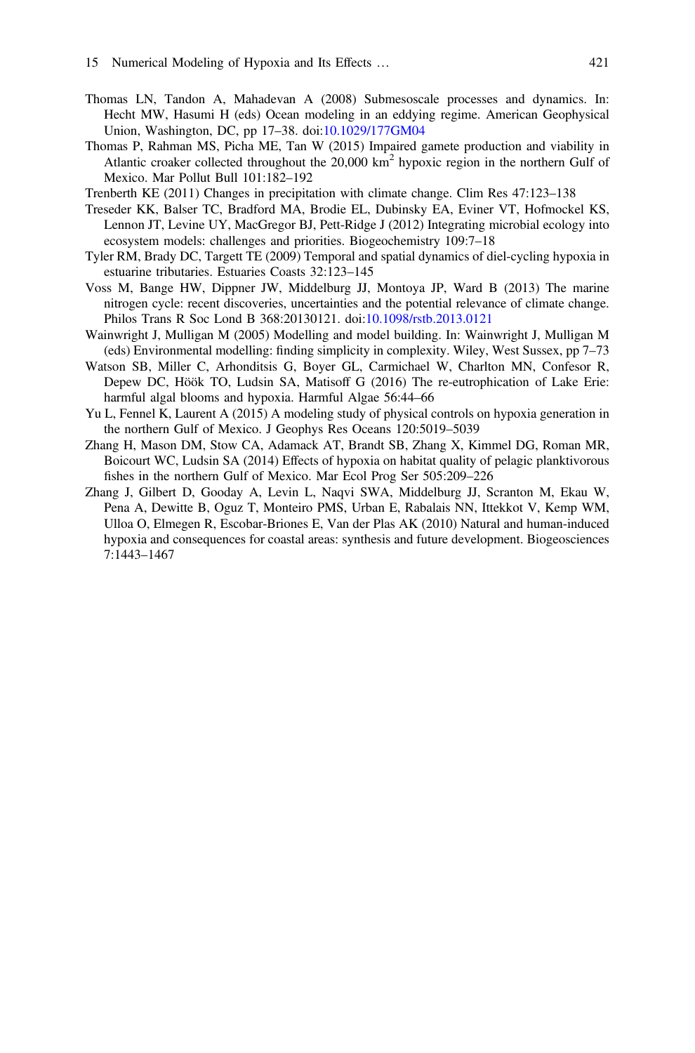Thomas LN, Tandon A, Mahadevan A (2008) Submesoscale processes and dynamics. In: Hecht MW, Hasumi H (eds) Ocean modeling in an eddying regime. American Geophysical Union, Washington, DC, pp 17–38. doi:10.1029/177GM04

Thomas P, Rahman MS, Picha ME, Tan W (2015) Impaired gamete production and viability in Atlantic croaker collected throughout the 20,000 $km^2$ hypoxic region in the northern Gulf of Mexico. Mar Pollut Bull 101:182–192

Trenberth KE (2011) Changes in precipitation with climate change. Clim Res 47:123–138

Treseder KK, Balser TC, Bradford MA, Brodie EL, Dubinsky EA, Eviner VT, Hofmockel KS, Lennon JT, Levine UY, MacGregor BJ, Pett-Ridge J (2012) Integrating microbial ecology into ecosystem models: challenges and priorities. Biogeochemistry 109:7–18

Tyler RM, Brady DC, Targett TE (2009) Temporal and spatial dynamics of diel-cycling hypoxia in estuarine tributaries. Estuaries Coasts 32:123–145

Voss M, Bange HW, Dippner JW, Middelburg JJ, Montoya JP, Ward B (2013) The marine nitrogen cycle: recent discoveries, uncertainties and the potential relevance of climate change. Philos Trans R Soc Lond B 368:20130121. doi:10.1098/rstb.2013.0121

Wainwright J, Mulligan M (2005) Modelling and model building. In: Wainwright J, Mulligan M (eds) Environmental modelling: finding simplicity in complexity. Wiley, West Sussex, pp 7–73

Watson SB, Miller C, Arhonditsis G, Boyer GL, Carmichael W, Charlton MN, Confesor R, Depew DC, Höök TO, Ludsin SA, Matisoff G (2016) The re-eutrophication of Lake Erie: harmful algal blooms and hypoxia. Harmful Algae 56:44–66

Yu L, Fennel K, Laurent A (2015) A modeling study of physical controls on hypoxia generation in the northern Gulf of Mexico. J Geophys Res Oceans 120:5019–5039

Zhang H, Mason DM, Stow CA, Adamack AT, Brandt SB, Zhang X, Kimmel DG, Roman MR, Boicourt WC, Ludsin SA (2014) Effects of hypoxia on habitat quality of pelagic planktivorous fishes in the northern Gulf of Mexico. Mar Ecol Prog Ser 505:209–226

Zhang J, Gilbert D, Gooday A, Levin L, Naqvi SWA, Middelburg JJ, Scranton M, Ekau W, Pena A, Dewitte B, Oguz T, Monteiro PMS, Urban E, Rabalais NN, Ittekkot V, Kemp WM, Ulloa O, Elmegen R, Escobar-Briones E, Van der Plas AK (2010) Natural and human-induced hypoxia and consequences for coastal areas: synthesis and future development. Biogeosciences 7:1443–1467